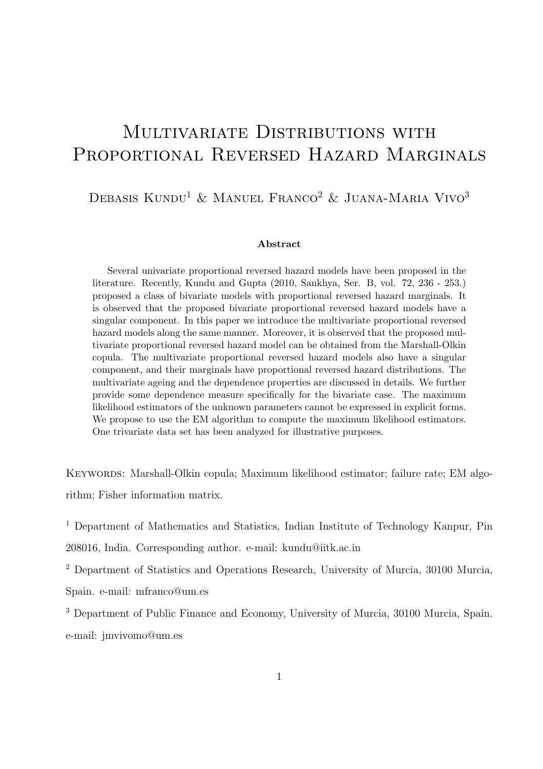# Multivariate Distributions with Proportional Reversed Hazard Marginals

Debasis Kundu[1] & Manuel Franco[2] & Juana-Maria Vivo[3]

### Abstract

Several univariate proportional reversed hazard models have been proposed in the literature. Recently, Kundu and Gupta (2010, Sankhya, Ser. B, vol. 72, 236 - 253.) proposed a class of bivariate models with proportional reversed hazard marginals. It is observed that the proposed bivariate proportional reversed hazard models have a singular component. In this paper we introduce the multivariate proportional reversed hazard models along the same manner. Moreover, it is observed that the proposed multivariate proportional reversed hazard model can be obtained from the Marshall-Olkin copula. The multivariate proportional reversed hazard models also have a singular component, and their marginals have proportional reversed hazard distributions. The multivariate ageing and the dependence properties are discussed in details. We further provide some dependence measure specifically for the bivariate case. The maximum likelihood estimators of the unknown parameters cannot be expressed in explicit forms. We propose to use the EM algorithm to compute the maximum likelihood estimators. One trivariate data set has been analyzed for illustrative purposes.

Keywords: Marshall-Olkin copula; Maximum likelihood estimator; failure rate; EM algorithm; Fisher information matrix.

[1] Department of Mathematics and Statistics, Indian Institute of Technology Kanpur, Pin 208016, India. Corresponding author. e-mail: kundu@iitk.ac.in

[2] Department of Statistics and Operations Research, University of Murcia, 30100 Murcia, Spain. e-mail: mfranco@um.es

[3] Department of Public Finance and Economy, University of Murcia, 30100 Murcia, Spain. e-mail: jmvivomo@um.es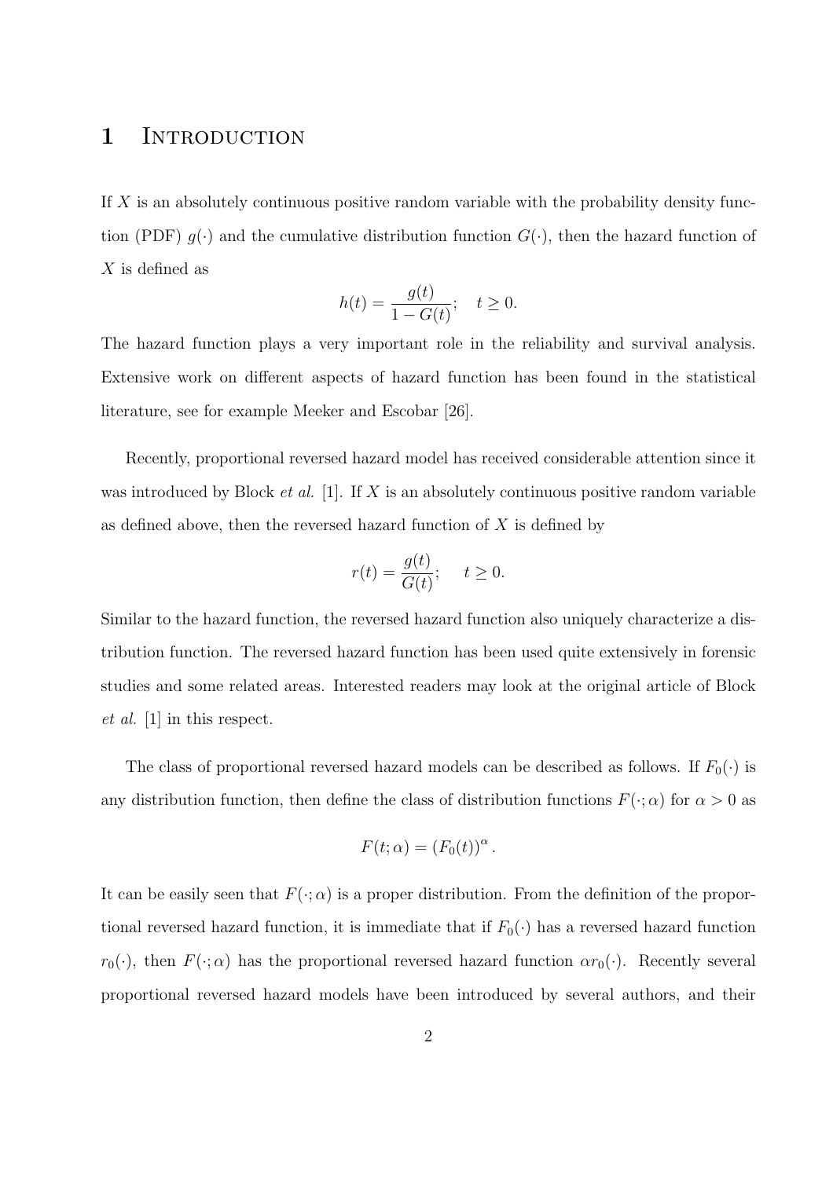# 1 Introduction

If $X$ is an absolutely continuous positive random variable with the probability density function (PDF) $g(\cdot)$ and the cumulative distribution function $G(\cdot)$, then the hazard function of $X$ is defined as

$$h(t) = \frac{g(t)}{1 - G(t)}; \quad t \geq 0.$$

The hazard function plays a very important role in the reliability and survival analysis. Extensive work on different aspects of hazard function has been found in the statistical literature, see for example Meeker and Escobar [26].

Recently, proportional reversed hazard model has received considerable attention since it was introduced by Block *et al.* [1]. If $X$ is an absolutely continuous positive random variable as defined above, then the reversed hazard function of $X$ is defined by

$$r(t) = \frac{g(t)}{G(t)}; \quad t \geq 0.$$

Similar to the hazard function, the reversed hazard function also uniquely characterize a distribution function. The reversed hazard function has been used quite extensively in forensic studies and some related areas. Interested readers may look at the original article of Block *et al.* [1] in this respect.

The class of proportional reversed hazard models can be described as follows. If $F_0(\cdot)$ is any distribution function, then define the class of distribution functions $F(\cdot;\alpha)$ for $\alpha > 0$ as

$$F(t;\alpha) = (F_0(t))^{\alpha}.$$

It can be easily seen that $F(\cdot;\alpha)$ is a proper distribution. From the definition of the proportional reversed hazard function, it is immediate that if $F_0(\cdot)$ has a reversed hazard function $r_0(\cdot)$, then $F(\cdot;\alpha)$ has the proportional reversed hazard function $\alpha r_0(\cdot)$. Recently several proportional reversed hazard models have been introduced by several authors, and their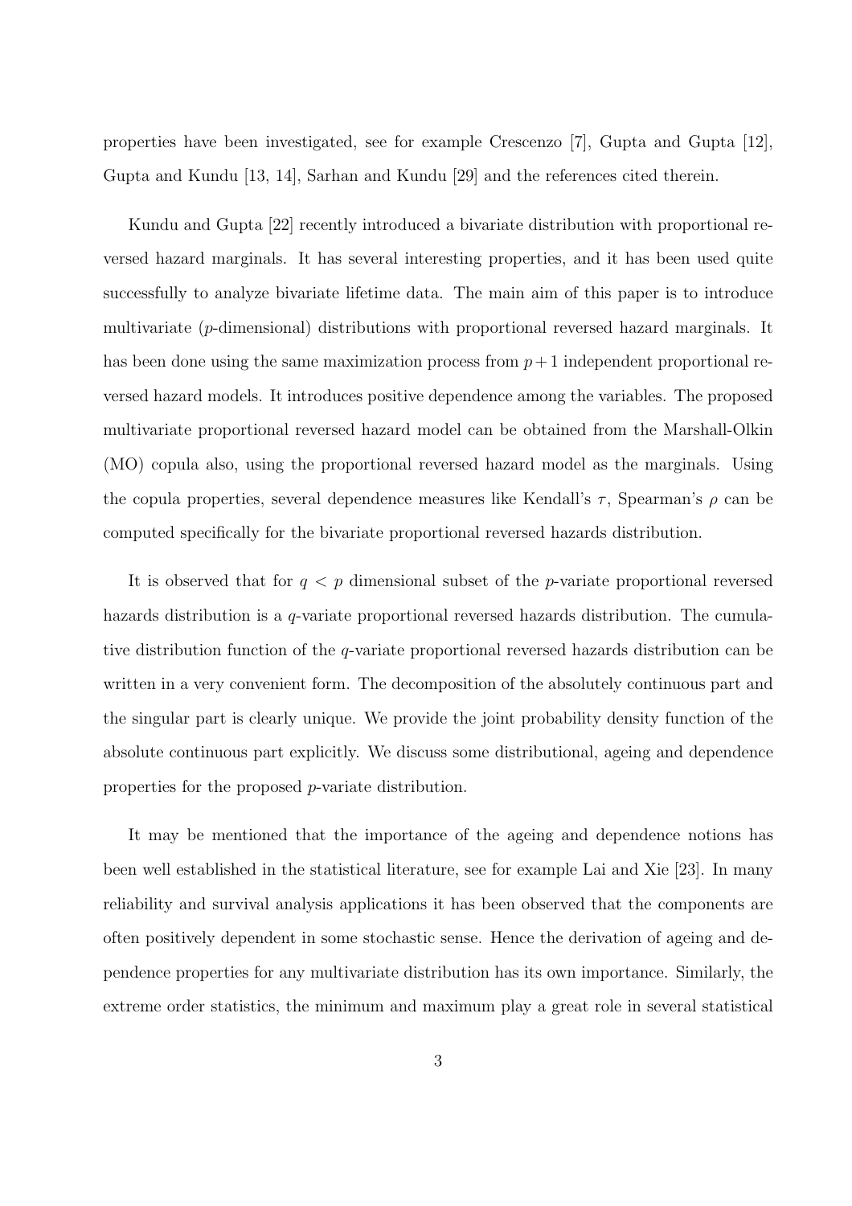properties have been investigated, see for example Crescenzo [7], Gupta and Gupta [12], Gupta and Kundu [13, 14], Sarhan and Kundu [29] and the references cited therein.

Kundu and Gupta [22] recently introduced a bivariate distribution with proportional reversed hazard marginals. It has several interesting properties, and it has been used quite successfully to analyze bivariate lifetime data. The main aim of this paper is to introduce multivariate ($p$-dimensional) distributions with proportional reversed hazard marginals. It has been done using the same maximization process from $p+1$ independent proportional reversed hazard models. It introduces positive dependence among the variables. The proposed multivariate proportional reversed hazard model can be obtained from the Marshall-Olkin (MO) copula also, using the proportional reversed hazard model as the marginals. Using the copula properties, several dependence measures like Kendall's $\tau$, Spearman's $\rho$ can be computed specifically for the bivariate proportional reversed hazards distribution.

It is observed that for $q < p$ dimensional subset of the $p$-variate proportional reversed hazards distribution is a $q$-variate proportional reversed hazards distribution. The cumulative distribution function of the $q$-variate proportional reversed hazards distribution can be written in a very convenient form. The decomposition of the absolutely continuous part and the singular part is clearly unique. We provide the joint probability density function of the absolute continuous part explicitly. We discuss some distributional, ageing and dependence properties for the proposed $p$-variate distribution.

It may be mentioned that the importance of the ageing and dependence notions has been well established in the statistical literature, see for example Lai and Xie [23]. In many reliability and survival analysis applications it has been observed that the components are often positively dependent in some stochastic sense. Hence the derivation of ageing and dependence properties for any multivariate distribution has its own importance. Similarly, the extreme order statistics, the minimum and maximum play a great role in several statistical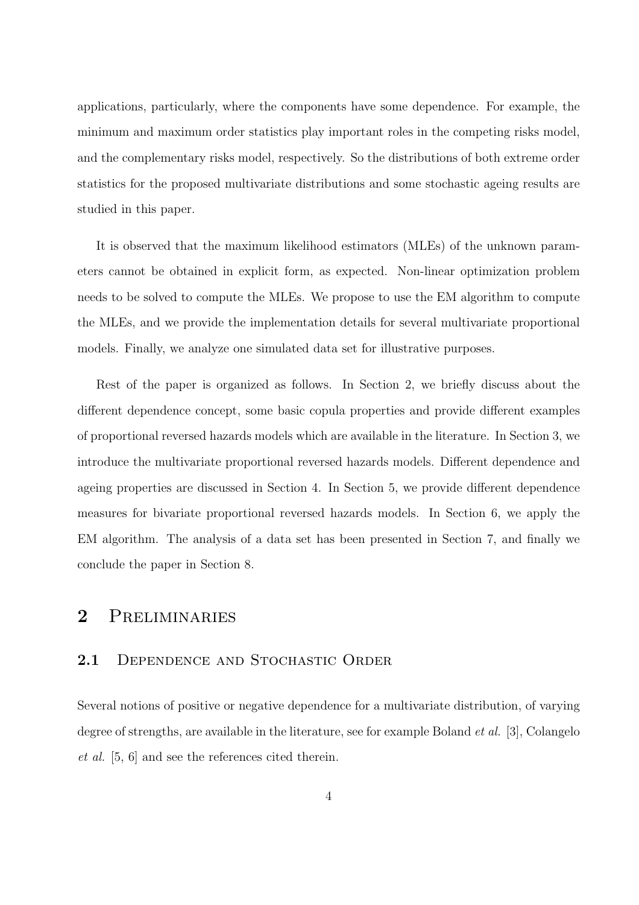applications, particularly, where the components have some dependence. For example, the minimum and maximum order statistics play important roles in the competing risks model, and the complementary risks model, respectively. So the distributions of both extreme order statistics for the proposed multivariate distributions and some stochastic ageing results are studied in this paper.

It is observed that the maximum likelihood estimators (MLEs) of the unknown parameters cannot be obtained in explicit form, as expected. Non-linear optimization problem needs to be solved to compute the MLEs. We propose to use the EM algorithm to compute the MLEs, and we provide the implementation details for several multivariate proportional models. Finally, we analyze one simulated data set for illustrative purposes.

Rest of the paper is organized as follows. In Section 2, we briefly discuss about the different dependence concept, some basic copula properties and provide different examples of proportional reversed hazards models which are available in the literature. In Section 3, we introduce the multivariate proportional reversed hazards models. Different dependence and ageing properties are discussed in Section 4. In Section 5, we provide different dependence measures for bivariate proportional reversed hazards models. In Section 6, we apply the EM algorithm. The analysis of a data set has been presented in Section 7, and finally we conclude the paper in Section 8.

## 2 Preliminaries

### 2.1 Dependence and Stochastic Order

Several notions of positive or negative dependence for a multivariate distribution, of varying degree of strengths, are available in the literature, see for example Boland *et al.* [3], Colangelo *et al.* [5, 6] and see the references cited therein.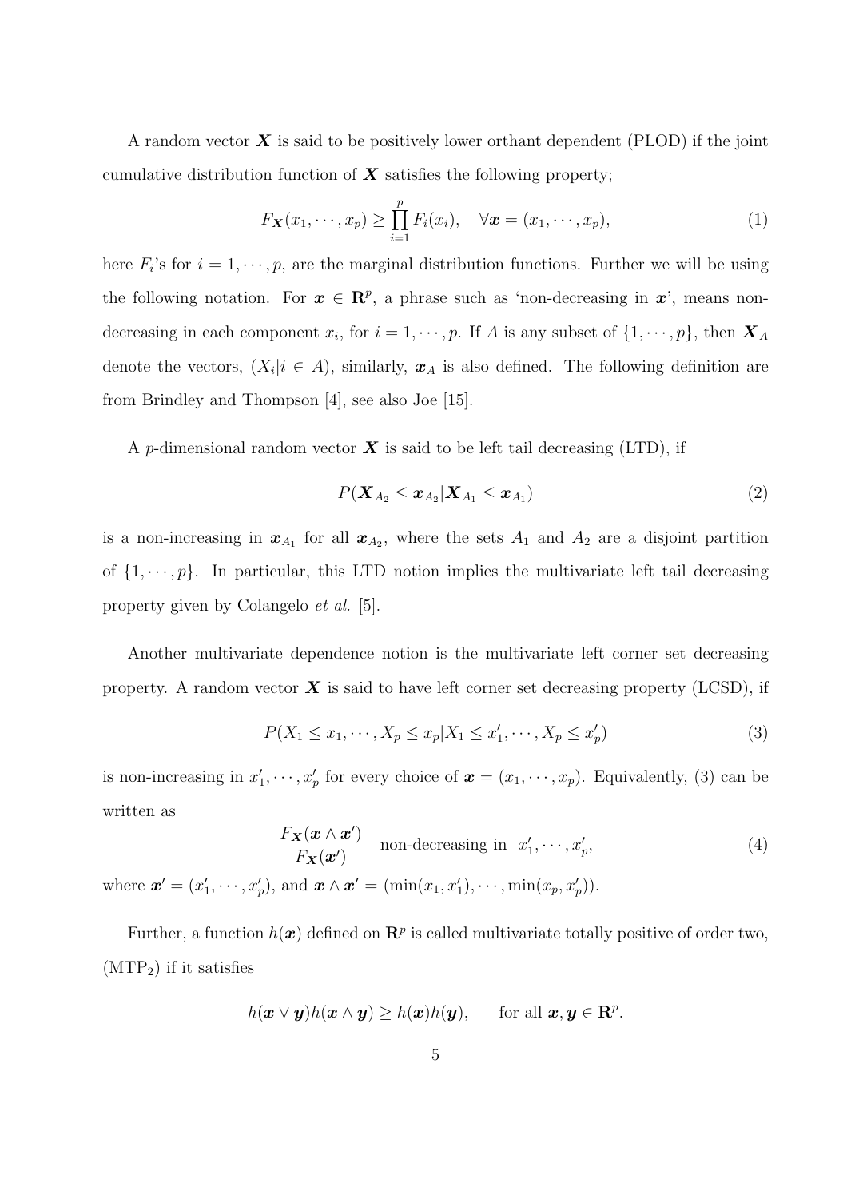A random vector $\boldsymbol{X}$ is said to be positively lower orthant dependent (PLOD) if the joint cumulative distribution function of $\boldsymbol{X}$ satisfies the following property;

$$F_{\boldsymbol{X}}(x_1, \cdots, x_p) \geq \prod_{i=1}^{p} F_i(x_i), \quad \forall \boldsymbol{x} = (x_1, \cdots, x_p), \tag{1}$$

here $F_i$'s for $i = 1, \cdots, p$, are the marginal distribution functions. Further we will be using the following notation. For $\boldsymbol{x} \in \mathbf{R}^p$, a phrase such as 'non-decreasing in $\boldsymbol{x}$', means non-decreasing in each component $x_i$, for $i = 1, \cdots, p$. If $A$ is any subset of $\{1, \cdots, p\}$, then $\boldsymbol{X}_A$ denote the vectors, $(X_i | i \in A)$, similarly, $\boldsymbol{x}_A$ is also defined. The following definition are from Brindley and Thompson [4], see also Joe [15].

A $p$-dimensional random vector $\boldsymbol{X}$ is said to be left tail decreasing (LTD), if

$$P(\boldsymbol{X}_{A_2} \leq \boldsymbol{x}_{A_2} | \boldsymbol{X}_{A_1} \leq \boldsymbol{x}_{A_1}) \tag{2}$$

is a non-increasing in $\boldsymbol{x}_{A_1}$ for all $\boldsymbol{x}_{A_2}$, where the sets $A_1$ and $A_2$ are a disjoint partition of $\{1, \cdots, p\}$. In particular, this LTD notion implies the multivariate left tail decreasing property given by Colangelo *et al.* [5].

Another multivariate dependence notion is the multivariate left corner set decreasing property. A random vector $\boldsymbol{X}$ is said to have left corner set decreasing property (LCSD), if

$$P(X_1 \leq x_1, \cdots, X_p \leq x_p | X_1 \leq x_1', \cdots, X_p \leq x_p') \tag{3}$$

is non-increasing in $x_1', \cdots, x_p'$ for every choice of $\boldsymbol{x} = (x_1, \cdots, x_p)$. Equivalently, (3) can be written as

$$\frac{F_{\boldsymbol{X}}(\boldsymbol{x} \wedge \boldsymbol{x}')}{F_{\boldsymbol{X}}(\boldsymbol{x}')} \quad \text{non-decreasing in} \;\; x_1', \cdots, x_p', \tag{4}$$

where $\boldsymbol{x}' = (x_1', \cdots, x_p')$, and $\boldsymbol{x} \wedge \boldsymbol{x}' = (\min(x_1, x_1'), \cdots, \min(x_p, x_p'))$.

Further, a function $h(\boldsymbol{x})$ defined on $\mathbf{R}^p$ is called multivariate totally positive of order two, ($\text{MTP}_2$) if it satisfies

$$h(\boldsymbol{x} \vee \boldsymbol{y}) h(\boldsymbol{x} \wedge \boldsymbol{y}) \geq h(\boldsymbol{x}) h(\boldsymbol{y}), \qquad \text{for all } \boldsymbol{x}, \boldsymbol{y} \in \mathbf{R}^p.$$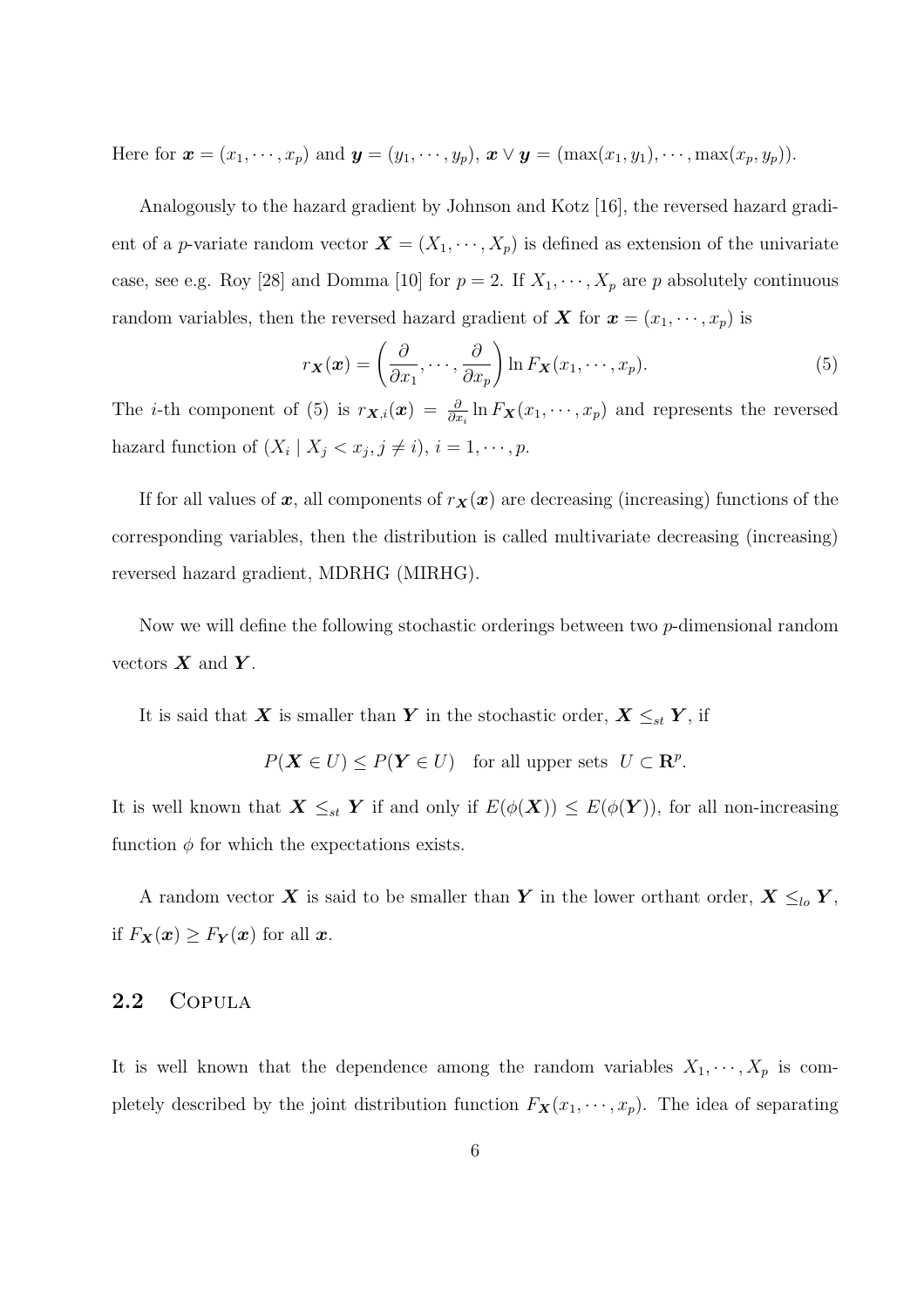Here for $\boldsymbol{x} = (x_1, \cdots, x_p)$ and $\boldsymbol{y} = (y_1, \cdots, y_p)$, $\boldsymbol{x} \vee \boldsymbol{y} = (\max(x_1, y_1), \cdots, \max(x_p, y_p))$.

Analogously to the hazard gradient by Johnson and Kotz [16], the reversed hazard gradient of a $p$-variate random vector $\boldsymbol{X} = (X_1, \cdots, X_p)$ is defined as extension of the univariate case, see e.g. Roy [28] and Domma [10] for $p = 2$. If $X_1, \cdots, X_p$ are $p$ absolutely continuous random variables, then the reversed hazard gradient of $\boldsymbol{X}$ for $\boldsymbol{x} = (x_1, \cdots, x_p)$ is

$$r_{\boldsymbol{X}}(\boldsymbol{x}) = \left( \frac{\partial}{\partial x_1}, \cdots, \frac{\partial}{\partial x_p} \right) \ln F_{\boldsymbol{X}}(x_1, \cdots, x_p). \tag{5}$$

The $i$-th component of (5) is $r_{\boldsymbol{X},i}(\boldsymbol{x}) = \frac{\partial}{\partial x_i} \ln F_{\boldsymbol{X}}(x_1, \cdots, x_p)$ and represents the reversed hazard function of $(X_i \mid X_j < x_j, j \neq i)$, $i = 1, \cdots, p$.

If for all values of $\boldsymbol{x}$, all components of $r_{\boldsymbol{X}}(\boldsymbol{x})$ are decreasing (increasing) functions of the corresponding variables, then the distribution is called multivariate decreasing (increasing) reversed hazard gradient, MDRHG (MIRHG).

Now we will define the following stochastic orderings between two $p$-dimensional random vectors $\boldsymbol{X}$ and $\boldsymbol{Y}$.

It is said that $\boldsymbol{X}$ is smaller than $\boldsymbol{Y}$ in the stochastic order, $\boldsymbol{X} \leq_{st} \boldsymbol{Y}$, if

$$P(\boldsymbol{X} \in U) \leq P(\boldsymbol{Y} \in U) \quad \text{for all upper sets} \quad U \subset \mathbf{R}^p.$$

It is well known that $\boldsymbol{X} \leq_{st} \boldsymbol{Y}$ if and only if $E(\phi(\boldsymbol{X})) \leq E(\phi(\boldsymbol{Y}))$, for all non-increasing function $\phi$ for which the expectations exists.

A random vector $\boldsymbol{X}$ is said to be smaller than $\boldsymbol{Y}$ in the lower orthant order, $\boldsymbol{X} \leq_{lo} \boldsymbol{Y}$, if $F_{\boldsymbol{X}}(\boldsymbol{x}) \geq F_{\boldsymbol{Y}}(\boldsymbol{x})$ for all $\boldsymbol{x}$.

## 2.2 Copula

It is well known that the dependence among the random variables $X_1, \cdots, X_p$ is completely described by the joint distribution function $F_{\boldsymbol{X}}(x_1, \cdots, x_p)$. The idea of separating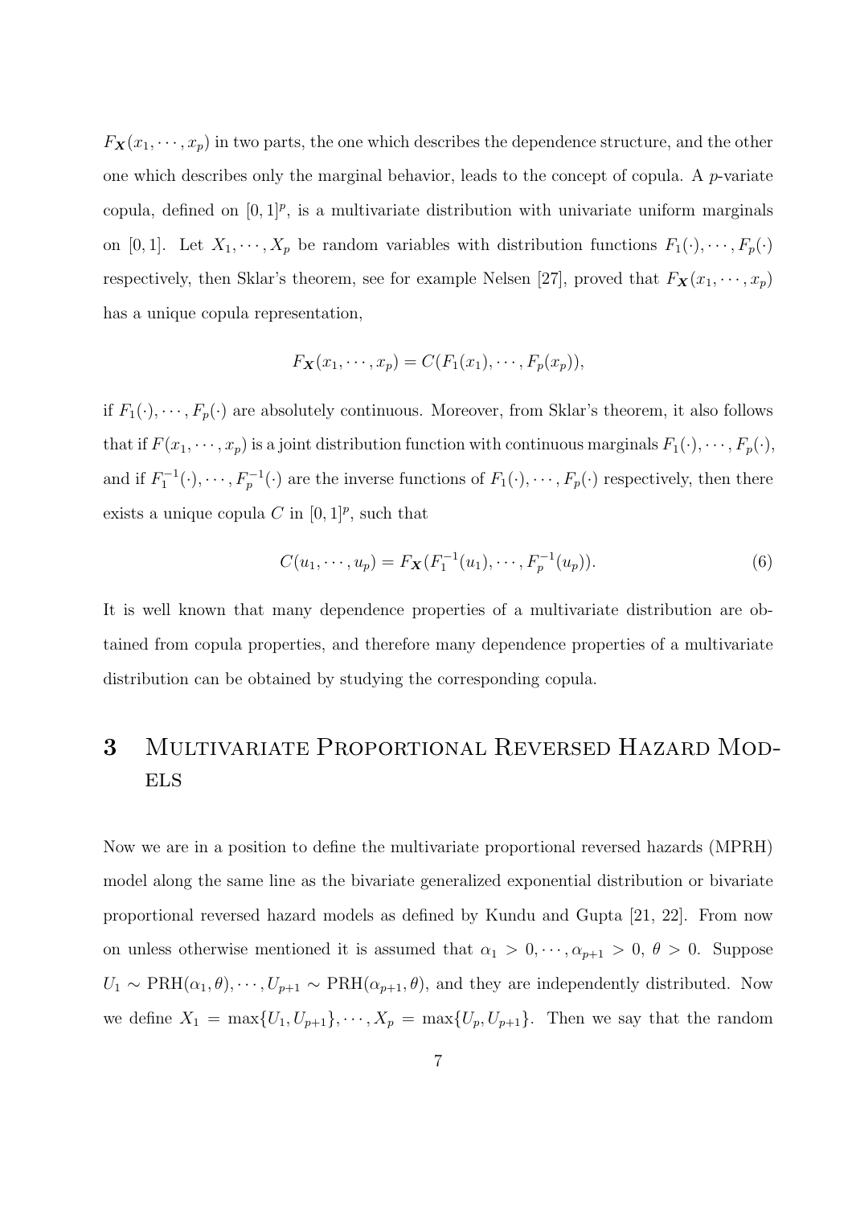$F_{\mathbf{X}}(x_1, \cdots, x_p)$ in two parts, the one which describes the dependence structure, and the other one which describes only the marginal behavior, leads to the concept of copula. A $p$-variate copula, defined on $[0,1]^p$, is a multivariate distribution with univariate uniform marginals on $[0,1]$. Let $X_1, \cdots, X_p$ be random variables with distribution functions $F_1(\cdot), \cdots, F_p(\cdot)$ respectively, then Sklar's theorem, see for example Nelsen [27], proved that $F_{\mathbf{X}}(x_1, \cdots, x_p)$ has a unique copula representation,

$$F_{\mathbf{X}}(x_1, \cdots, x_p) = C(F_1(x_1), \cdots, F_p(x_p)),$$

if $F_1(\cdot), \cdots, F_p(\cdot)$ are absolutely continuous. Moreover, from Sklar's theorem, it also follows that if $F(x_1, \cdots, x_p)$ is a joint distribution function with continuous marginals $F_1(\cdot), \cdots, F_p(\cdot)$, and if $F_1^{-1}(\cdot), \cdots, F_p^{-1}(\cdot)$ are the inverse functions of $F_1(\cdot), \cdots, F_p(\cdot)$ respectively, then there exists a unique copula $C$ in $[0,1]^p$, such that

$$C(u_1, \cdots, u_p) = F_{\mathbf{X}}(F_1^{-1}(u_1), \cdots, F_p^{-1}(u_p)). \tag{6}$$

It is well known that many dependence properties of a multivariate distribution are obtained from copula properties, and therefore many dependence properties of a multivariate distribution can be obtained by studying the corresponding copula.

# 3 Multivariate Proportional Reversed Hazard Models

Now we are in a position to define the multivariate proportional reversed hazards (MPRH) model along the same line as the bivariate generalized exponential distribution or bivariate proportional reversed hazard models as defined by Kundu and Gupta [21, 22]. From now on unless otherwise mentioned it is assumed that $\alpha_1 > 0, \cdots, \alpha_{p+1} > 0$, $\theta > 0$. Suppose $U_1 \sim \text{PRH}(\alpha_1, \theta), \cdots, U_{p+1} \sim \text{PRH}(\alpha_{p+1}, \theta)$, and they are independently distributed. Now we define $X_1 = \max\{U_1, U_{p+1}\}, \cdots, X_p = \max\{U_p, U_{p+1}\}$. Then we say that the random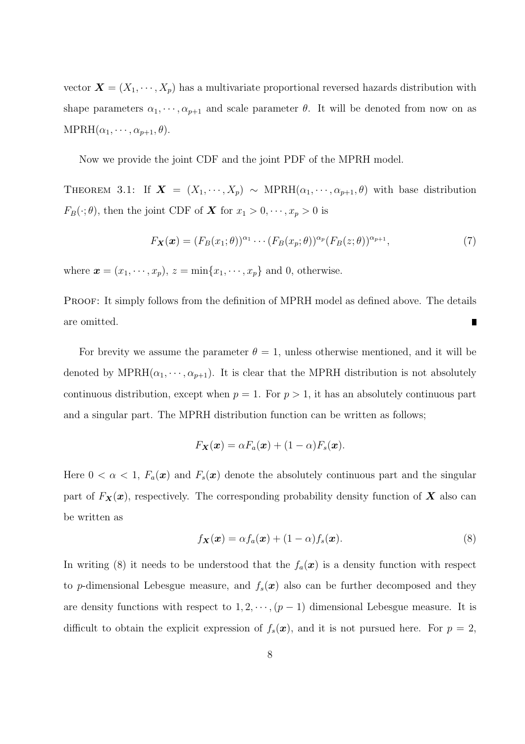vector $\boldsymbol{X} = (X_1, \cdots, X_p)$ has a multivariate proportional reversed hazards distribution with shape parameters $\alpha_1, \cdots, \alpha_{p+1}$ and scale parameter $\theta$. It will be denoted from now on as $\text{MPRH}(\alpha_1, \cdots, \alpha_{p+1}, \theta)$.

Now we provide the joint CDF and the joint PDF of the MPRH model.

THEOREM 3.1: If $\boldsymbol{X} = (X_1, \cdots, X_p) \sim \text{MPRH}(\alpha_1, \cdots, \alpha_{p+1}, \theta)$ with base distribution $F_B(\cdot; \theta)$, then the joint CDF of $\boldsymbol{X}$ for $x_1 > 0, \cdots, x_p > 0$ is

$$F_{\boldsymbol{X}}(\boldsymbol{x}) = (F_B(x_1; \theta))^{\alpha_1} \cdots (F_B(x_p; \theta))^{\alpha_p} (F_B(z; \theta))^{\alpha_{p+1}}, \tag{7}$$

where $\boldsymbol{x} = (x_1, \cdots, x_p)$, $z = \min\{x_1, \cdots, x_p\}$ and 0, otherwise.

PROOF: It simply follows from the definition of MPRH model as defined above. The details are omitted. ∎

For brevity we assume the parameter $\theta = 1$, unless otherwise mentioned, and it will be denoted by $\text{MPRH}(\alpha_1, \cdots, \alpha_{p+1})$. It is clear that the MPRH distribution is not absolutely continuous distribution, except when $p = 1$. For $p > 1$, it has an absolutely continuous part and a singular part. The MPRH distribution function can be written as follows;

$$F_{\boldsymbol{X}}(\boldsymbol{x}) = \alpha F_a(\boldsymbol{x}) + (1 - \alpha) F_s(\boldsymbol{x}).$$

Here $0 < \alpha < 1$, $F_a(\boldsymbol{x})$ and $F_s(\boldsymbol{x})$ denote the absolutely continuous part and the singular part of $F_{\boldsymbol{X}}(\boldsymbol{x})$, respectively. The corresponding probability density function of $\boldsymbol{X}$ also can be written as

$$f_{\boldsymbol{X}}(\boldsymbol{x}) = \alpha f_a(\boldsymbol{x}) + (1 - \alpha) f_s(\boldsymbol{x}). \tag{8}$$

In writing (8) it needs to be understood that the $f_a(\boldsymbol{x})$ is a density function with respect to $p$-dimensional Lebesgue measure, and $f_s(\boldsymbol{x})$ also can be further decomposed and they are density functions with respect to $1, 2, \cdots, (p-1)$ dimensional Lebesgue measure. It is difficult to obtain the explicit expression of $f_s(\boldsymbol{x})$, and it is not pursued here. For $p = 2$,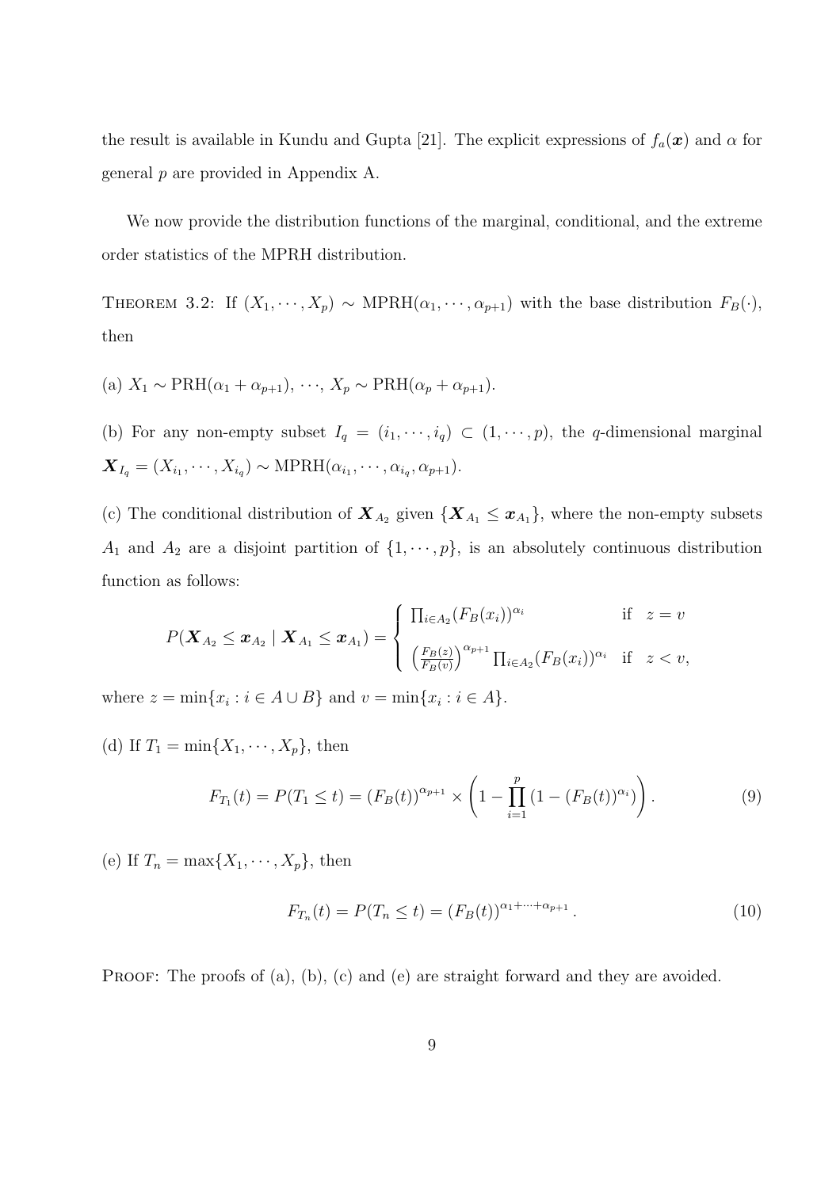the result is available in Kundu and Gupta [21]. The explicit expressions of $f_a(\boldsymbol{x})$ and $\alpha$ for general $p$ are provided in Appendix A.

We now provide the distribution functions of the marginal, conditional, and the extreme order statistics of the MPRH distribution.

THEOREM 3.2: If $(X_1, \cdots, X_p) \sim \text{MPRH}(\alpha_1, \cdots, \alpha_{p+1})$ with the base distribution $F_B(\cdot)$, then

(a) $X_1 \sim \text{PRH}(\alpha_1 + \alpha_{p+1})$, $\cdots$, $X_p \sim \text{PRH}(\alpha_p + \alpha_{p+1})$.

(b) For any non-empty subset $I_q = (i_1, \cdots, i_q) \subset (1, \cdots, p)$, the $q$-dimensional marginal $\boldsymbol{X}_{I_q} = (X_{i_1}, \cdots, X_{i_q}) \sim \text{MPRH}(\alpha_{i_1}, \cdots, \alpha_{i_q}, \alpha_{p+1})$.

(c) The conditional distribution of $\boldsymbol{X}_{A_2}$ given $\{\boldsymbol{X}_{A_1} \leq \boldsymbol{x}_{A_1}\}$, where the non-empty subsets $A_1$ and $A_2$ are a disjoint partition of $\{1, \cdots, p\}$, is an absolutely continuous distribution function as follows:

$$
P(\boldsymbol{X}_{A_2} \leq \boldsymbol{x}_{A_2} \mid \boldsymbol{X}_{A_1} \leq \boldsymbol{x}_{A_1}) = \begin{cases} \prod_{i \in A_2} (F_B(x_i))^{\alpha_i} & \text{if} \quad z = v \\ \left(\frac{F_B(z)}{F_B(v)}\right)^{\alpha_{p+1}} \prod_{i \in A_2} (F_B(x_i))^{\alpha_i} & \text{if} \quad z < v, \end{cases}
$$

where $z = \min\{x_i : i \in A \cup B\}$ and $v = \min\{x_i : i \in A\}$.

(d) If $T_1 = \min\{X_1, \cdots, X_p\}$, then

$$
F_{T_1}(t) = P(T_1 \leq t) = (F_B(t))^{\alpha_{p+1}} \times \left(1 - \prod_{i=1}^{p} \left(1 - (F_B(t))^{\alpha_i}\right)\right). \tag{9}
$$

(e) If $T_n = \max\{X_1, \cdots, X_p\}$, then

$$
F_{T_n}(t) = P(T_n \leq t) = (F_B(t))^{\alpha_1 + \cdots + \alpha_{p+1}}. \tag{10}
$$

PROOF: The proofs of (a), (b), (c) and (e) are straight forward and they are avoided.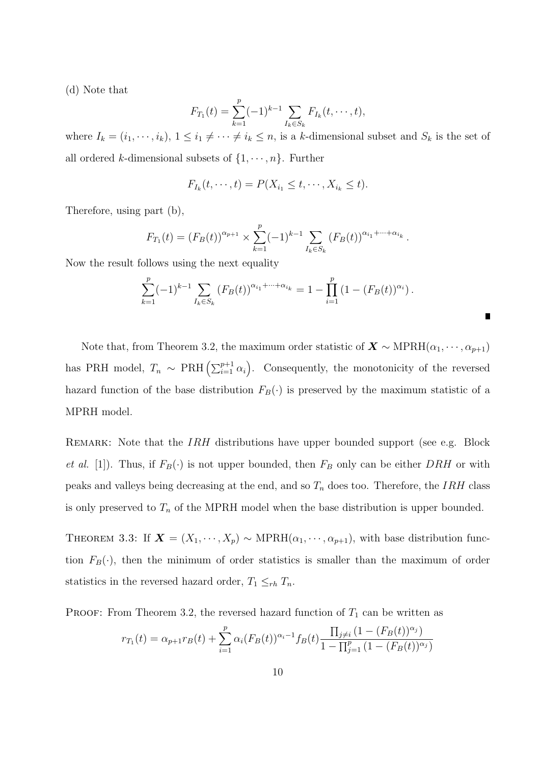(d) Note that

$$F_{T_1}(t) = \sum_{k=1}^{p} (-1)^{k-1} \sum_{I_k \in S_k} F_{I_k}(t, \cdots, t),$$

where $I_k = (i_1, \cdots, i_k)$, $1 \leq i_1 \neq \cdots \neq i_k \leq n$, is a $k$-dimensional subset and $S_k$ is the set of all ordered $k$-dimensional subsets of $\{1, \cdots, n\}$. Further

$$F_{I_k}(t, \cdots, t) = P(X_{i_1} \leq t, \cdots, X_{i_k} \leq t).$$

Therefore, using part (b),

$$F_{T_1}(t) = (F_B(t))^{\alpha_{p+1}} \times \sum_{k=1}^{p} (-1)^{k-1} \sum_{I_k \in S_k} (F_B(t))^{\alpha_{i_1} + \cdots + \alpha_{i_k}}.$$

Now the result follows using the next equality

$$\sum_{k=1}^{p} (-1)^{k-1} \sum_{I_k \in S_k} (F_B(t))^{\alpha_{i_1} + \cdots + \alpha_{i_k}} = 1 - \prod_{i=1}^{p} \left(1 - (F_B(t))^{\alpha_i}\right).$$

∎

Note that, from Theorem 3.2, the maximum order statistic of $\boldsymbol{X} \sim \text{MPRH}(\alpha_1, \cdots, \alpha_{p+1})$ has PRH model, $T_n \sim \text{PRH}\left(\sum_{i=1}^{p+1} \alpha_i\right)$. Consequently, the monotonicity of the reversed hazard function of the base distribution $F_B(\cdot)$ is preserved by the maximum statistic of a MPRH model.

Remark: Note that the *IRH* distributions have upper bounded support (see e.g. Block *et al.* [1]). Thus, if $F_B(\cdot)$ is not upper bounded, then $F_B$ only can be either *DRH* or with peaks and valleys being decreasing at the end, and so $T_n$ does too. Therefore, the *IRH* class is only preserved to $T_n$ of the MPRH model when the base distribution is upper bounded.

Theorem 3.3: If $\boldsymbol{X} = (X_1, \cdots, X_p) \sim \text{MPRH}(\alpha_1, \cdots, \alpha_{p+1})$, with base distribution function $F_B(\cdot)$, then the minimum of order statistics is smaller than the maximum of order statistics in the reversed hazard order, $T_1 \leq_{rh} T_n$.

Proof: From Theorem 3.2, the reversed hazard function of $T_1$ can be written as

$$r_{T_1}(t) = \alpha_{p+1} r_B(t) + \sum_{i=1}^{p} \alpha_i (F_B(t))^{\alpha_i - 1} f_B(t) \frac{\prod_{j \neq i} \left(1 - (F_B(t))^{\alpha_j}\right)}{1 - \prod_{j=1}^{p} \left(1 - (F_B(t))^{\alpha_j}\right)}$$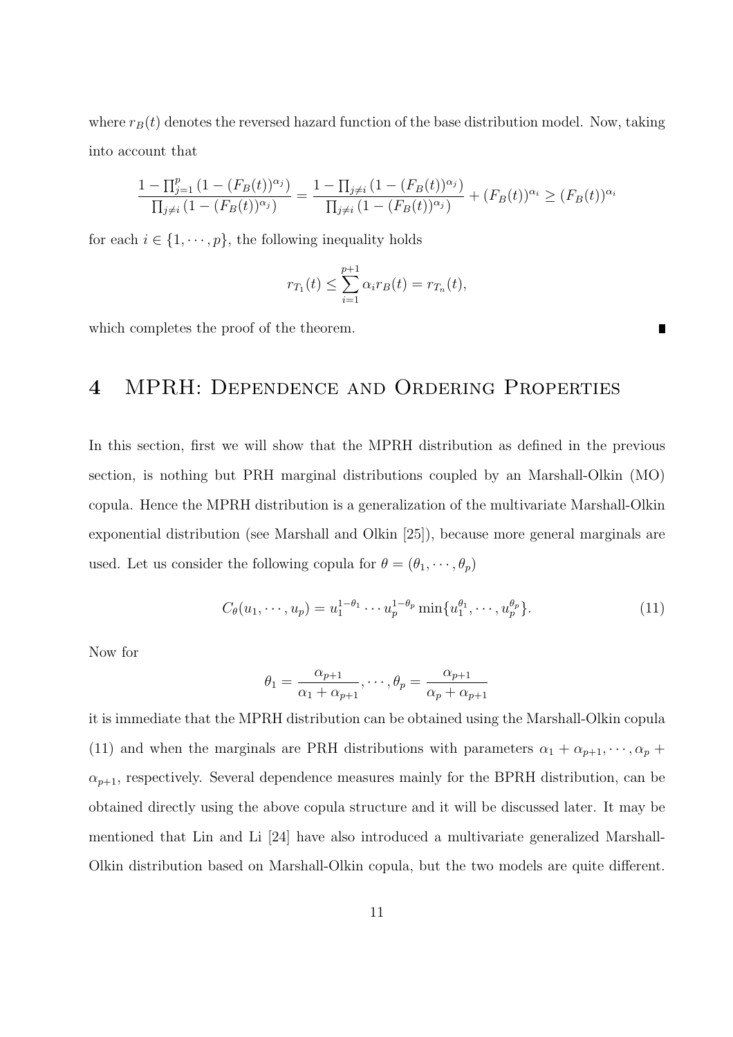where $r_B(t)$ denotes the reversed hazard function of the base distribution model. Now, taking into account that

$$\frac{1-\prod_{j=1}^{p}\left(1-(F_B(t))^{\alpha_j}\right)}{\prod_{j\neq i}\left(1-(F_B(t))^{\alpha_j}\right)} = \frac{1-\prod_{j\neq i}\left(1-(F_B(t))^{\alpha_j}\right)}{\prod_{j\neq i}\left(1-(F_B(t))^{\alpha_j}\right)} + (F_B(t))^{\alpha_i} \geq (F_B(t))^{\alpha_i}$$

for each $i \in \{1, \cdots, p\}$, the following inequality holds

$$r_{T_1}(t) \leq \sum_{i=1}^{p+1} \alpha_i r_B(t) = r_{T_n}(t),$$

which completes the proof of the theorem. ∎

# 4 MPRH: Dependence and Ordering Properties

In this section, first we will show that the MPRH distribution as defined in the previous section, is nothing but PRH marginal distributions coupled by an Marshall-Olkin (MO) copula. Hence the MPRH distribution is a generalization of the multivariate Marshall-Olkin exponential distribution (see Marshall and Olkin [25]), because more general marginals are used. Let us consider the following copula for $\theta = (\theta_1, \cdots, \theta_p)$

$$C_\theta(u_1, \cdots, u_p) = u_1^{1-\theta_1} \cdots u_p^{1-\theta_p} \min\{u_1^{\theta_1}, \cdots, u_p^{\theta_p}\}. \tag{11}$$

Now for

$$\theta_1 = \frac{\alpha_{p+1}}{\alpha_1 + \alpha_{p+1}}, \cdots, \theta_p = \frac{\alpha_{p+1}}{\alpha_p + \alpha_{p+1}}$$

it is immediate that the MPRH distribution can be obtained using the Marshall-Olkin copula (11) and when the marginals are PRH distributions with parameters $\alpha_1 + \alpha_{p+1}, \cdots, \alpha_p + \alpha_{p+1}$, respectively. Several dependence measures mainly for the BPRH distribution, can be obtained directly using the above copula structure and it will be discussed later. It may be mentioned that Lin and Li [24] have also introduced a multivariate generalized Marshall-Olkin distribution based on Marshall-Olkin copula, but the two models are quite different.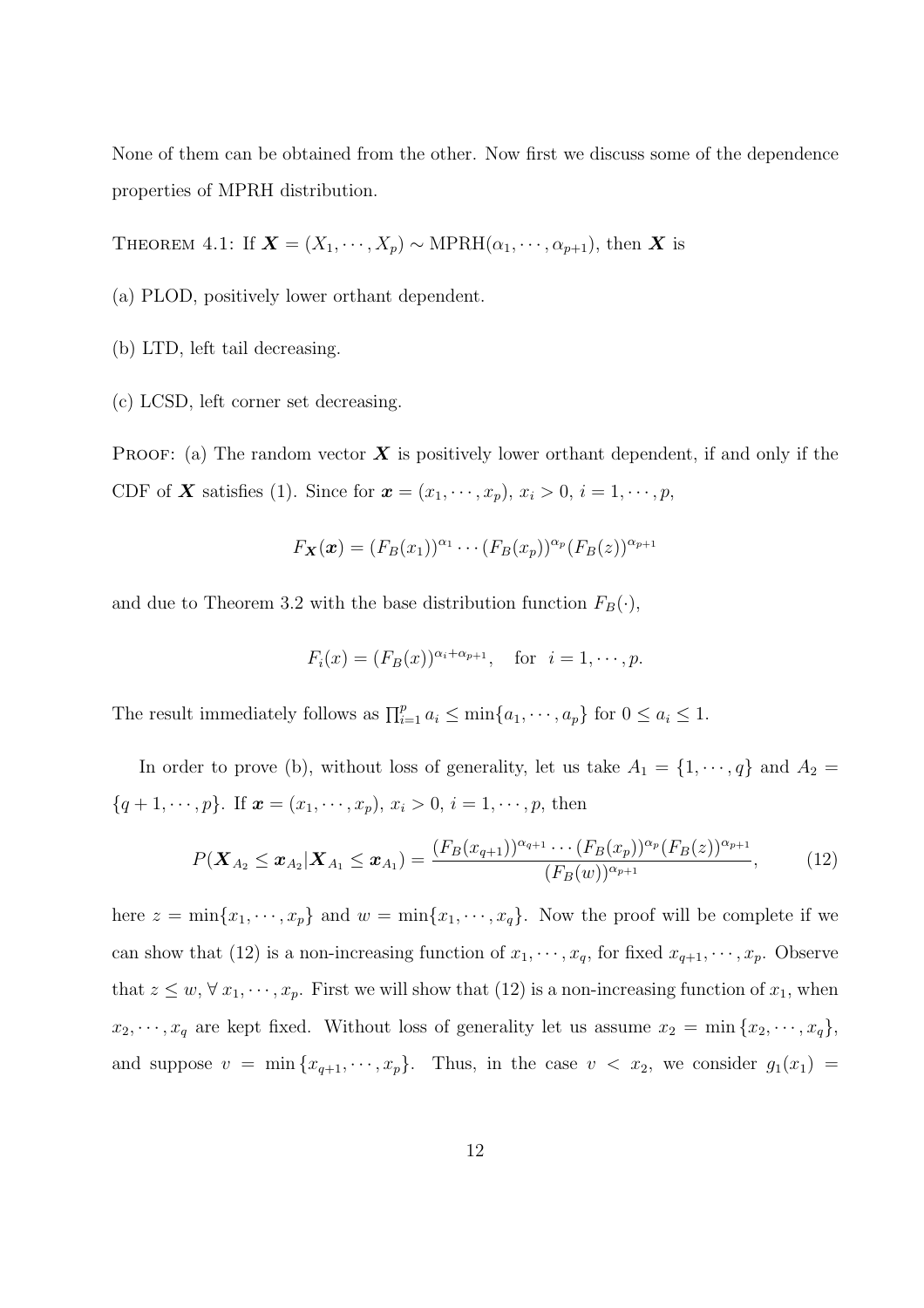None of them can be obtained from the other. Now first we discuss some of the dependence properties of MPRH distribution.

THEOREM 4.1: If $\boldsymbol{X} = (X_1, \cdots, X_p) \sim \text{MPRH}(\alpha_1, \cdots, \alpha_{p+1})$, then $\boldsymbol{X}$ is

(a) PLOD, positively lower orthant dependent.

(b) LTD, left tail decreasing.

(c) LCSD, left corner set decreasing.

PROOF: (a) The random vector $\boldsymbol{X}$ is positively lower orthant dependent, if and only if the CDF of $\boldsymbol{X}$ satisfies (1). Since for $\boldsymbol{x} = (x_1, \cdots, x_p)$, $x_i > 0$, $i = 1, \cdots, p$,

$$F_{\boldsymbol{X}}(\boldsymbol{x}) = (F_B(x_1))^{\alpha_1} \cdots (F_B(x_p))^{\alpha_p} (F_B(z))^{\alpha_{p+1}}$$

and due to Theorem 3.2 with the base distribution function $F_B(\cdot)$,

$$F_i(x) = (F_B(x))^{\alpha_i + \alpha_{p+1}}, \quad \text{for} \;\; i = 1, \cdots, p.$$

The result immediately follows as $\prod_{i=1}^{p} a_i \leq \min\{a_1, \cdots, a_p\}$ for $0 \leq a_i \leq 1$.

In order to prove (b), without loss of generality, let us take $A_1 = \{1, \cdots, q\}$ and $A_2 = \{q+1, \cdots, p\}$. If $\boldsymbol{x} = (x_1, \cdots, x_p)$, $x_i > 0$, $i = 1, \cdots, p$, then

$$P(\boldsymbol{X}_{A_2} \leq \boldsymbol{x}_{A_2} | \boldsymbol{X}_{A_1} \leq \boldsymbol{x}_{A_1}) = \frac{(F_B(x_{q+1}))^{\alpha_{q+1}} \cdots (F_B(x_p))^{\alpha_p} (F_B(z))^{\alpha_{p+1}}}{(F_B(w))^{\alpha_{p+1}}}, \tag{12}$$

here $z = \min\{x_1, \cdots, x_p\}$ and $w = \min\{x_1, \cdots, x_q\}$. Now the proof will be complete if we can show that (12) is a non-increasing function of $x_1, \cdots, x_q$, for fixed $x_{q+1}, \cdots, x_p$. Observe that $z \leq w$, $\forall \, x_1, \cdots, x_p$. First we will show that (12) is a non-increasing function of $x_1$, when $x_2, \cdots, x_q$ are kept fixed. Without loss of generality let us assume $x_2 = \min\{x_2, \cdots, x_q\}$, and suppose $v = \min\{x_{q+1}, \cdots, x_p\}$. Thus, in the case $v < x_2$, we consider $g_1(x_1) =$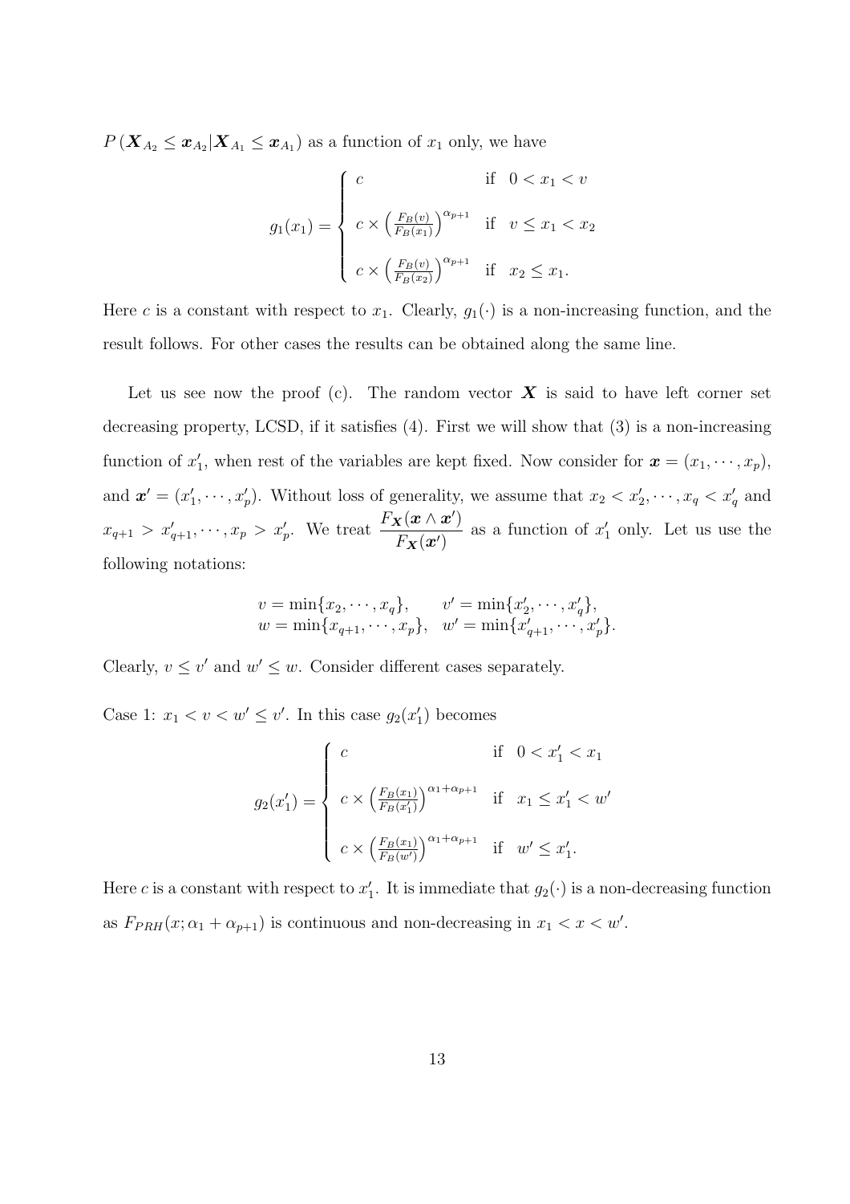$P\left(\boldsymbol{X}_{A_2} \leq \boldsymbol{x}_{A_2} | \boldsymbol{X}_{A_1} \leq \boldsymbol{x}_{A_1}\right)$ as a function of $x_1$ only, we have

$$
g_1(x_1) = \begin{cases} c & \text{if } \ 0 < x_1 < v \\ \\ c \times \left(\frac{F_B(v)}{F_B(x_1)}\right)^{\alpha_{p+1}} & \text{if } \ v \leq x_1 < x_2 \\ \\ c \times \left(\frac{F_B(v)}{F_B(x_2)}\right)^{\alpha_{p+1}} & \text{if } \ x_2 \leq x_1. \end{cases}
$$

Here $c$ is a constant with respect to $x_1$. Clearly, $g_1(\cdot)$ is a non-increasing function, and the result follows. For other cases the results can be obtained along the same line.

Let us see now the proof (c). The random vector $\boldsymbol{X}$ is said to have left corner set decreasing property, LCSD, if it satisfies (4). First we will show that (3) is a non-increasing function of $x_1'$, when rest of the variables are kept fixed. Now consider for $\boldsymbol{x} = (x_1, \cdots, x_p)$, and $\boldsymbol{x}' = (x_1', \cdots, x_p')$. Without loss of generality, we assume that $x_2 < x_2', \cdots, x_q < x_q'$ and $x_{q+1} > x_{q+1}', \cdots, x_p > x_p'$. We treat $\dfrac{F_{\boldsymbol{X}}(\boldsymbol{x} \wedge \boldsymbol{x}')}{F_{\boldsymbol{X}}(\boldsymbol{x}')}$ as a function of $x_1'$ only. Let us use the following notations:

$$
\begin{array}{ll} v = \min\{x_2, \cdots, x_q\}, & v' = \min\{x_2', \cdots, x_q'\}, \\ w = \min\{x_{q+1}, \cdots, x_p\}, & w' = \min\{x_{q+1}', \cdots, x_p'\}. \end{array}
$$

Clearly, $v \leq v'$ and $w' \leq w$. Consider different cases separately.

Case 1: $x_1 < v < w' \leq v'$. In this case $g_2(x_1')$ becomes

$$
g_2(x_1') = \begin{cases} c & \text{if } \ 0 < x_1' < x_1 \\ \\ c \times \left(\frac{F_B(x_1)}{F_B(x_1')}\right)^{\alpha_1 + \alpha_{p+1}} & \text{if } \ x_1 \leq x_1' < w' \\ \\ c \times \left(\frac{F_B(x_1)}{F_B(w')}\right)^{\alpha_1 + \alpha_{p+1}} & \text{if } \ w' \leq x_1'. \end{cases}
$$

Here $c$ is a constant with respect to $x_1'$. It is immediate that $g_2(\cdot)$ is a non-decreasing function as $F_{PRH}(x; \alpha_1 + \alpha_{p+1})$ is continuous and non-decreasing in $x_1 < x < w'$.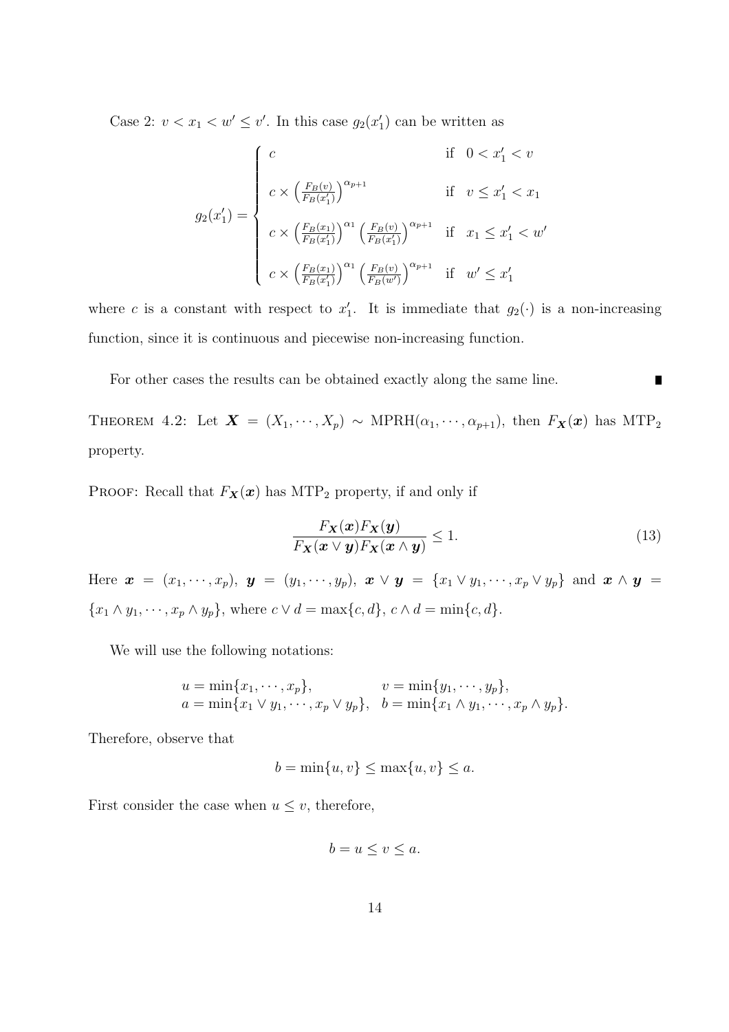Case 2: $v < x_1 < w' \leq v'$. In this case $g_2(x_1')$ can be written as

$$
g_2(x_1') = \begin{cases} c & \text{if } \ 0 < x_1' < v \\ c \times \left(\frac{F_B(v)}{F_B(x_1')}\right)^{\alpha_{p+1}} & \text{if } \ v \leq x_1' < x_1 \\ c \times \left(\frac{F_B(x_1)}{F_B(x_1')}\right)^{\alpha_1} \left(\frac{F_B(v)}{F_B(x_1')}\right)^{\alpha_{p+1}} & \text{if } \ x_1 \leq x_1' < w' \\ c \times \left(\frac{F_B(x_1)}{F_B(x_1')}\right)^{\alpha_1} \left(\frac{F_B(v)}{F_B(w')}\right)^{\alpha_{p+1}} & \text{if } \ w' \leq x_1' \end{cases}
$$

where $c$ is a constant with respect to $x_1'$. It is immediate that $g_2(\cdot)$ is a non-increasing function, since it is continuous and piecewise non-increasing function.

For other cases the results can be obtained exactly along the same line. ∎

THEOREM 4.2: Let $\boldsymbol{X} = (X_1, \cdots, X_p) \sim \text{MPRH}(\alpha_1, \cdots, \alpha_{p+1})$, then $F_{\boldsymbol{X}}(\boldsymbol{x})$ has $\text{MTP}_2$ property.

PROOF: Recall that $F_{\boldsymbol{X}}(\boldsymbol{x})$ has $\text{MTP}_2$ property, if and only if

$$
\frac{F_{\boldsymbol{X}}(\boldsymbol{x}) F_{\boldsymbol{X}}(\boldsymbol{y})}{F_{\boldsymbol{X}}(\boldsymbol{x} \vee \boldsymbol{y}) F_{\boldsymbol{X}}(\boldsymbol{x} \wedge \boldsymbol{y})} \leq 1. \tag{13}
$$

Here $\boldsymbol{x} = (x_1, \cdots, x_p)$, $\boldsymbol{y} = (y_1, \cdots, y_p)$, $\boldsymbol{x} \vee \boldsymbol{y} = \{x_1 \vee y_1, \cdots, x_p \vee y_p\}$ and $\boldsymbol{x} \wedge \boldsymbol{y} = \{x_1 \wedge y_1, \cdots, x_p \wedge y_p\}$, where $c \vee d = \max\{c, d\}$, $c \wedge d = \min\{c, d\}$.

We will use the following notations:

$$
\begin{array}{ll} u = \min\{x_1, \cdots, x_p\}, & v = \min\{y_1, \cdots, y_p\}, \\ a = \min\{x_1 \vee y_1, \cdots, x_p \vee y_p\}, & b = \min\{x_1 \wedge y_1, \cdots, x_p \wedge y_p\}. \end{array}
$$

Therefore, observe that

$$
b = \min\{u, v\} \leq \max\{u, v\} \leq a.
$$

First consider the case when $u \leq v$, therefore,

$$
b = u \leq v \leq a.
$$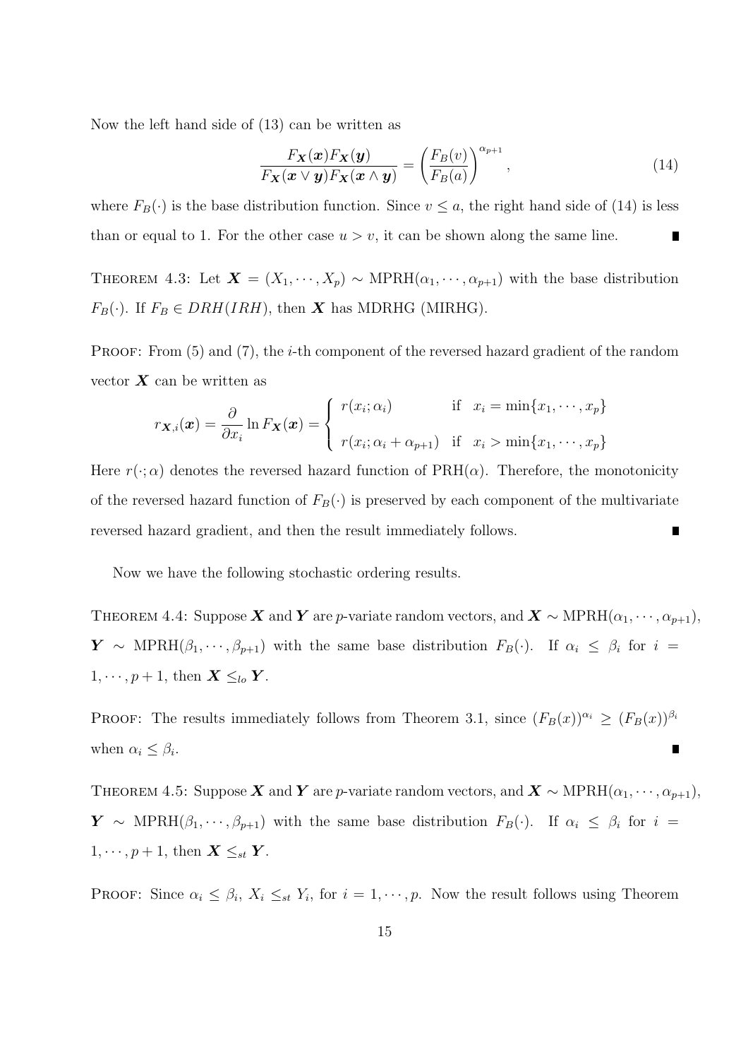Now the left hand side of (13) can be written as

$$\frac{F_{\boldsymbol{X}}(\boldsymbol{x})F_{\boldsymbol{X}}(\boldsymbol{y})}{F_{\boldsymbol{X}}(\boldsymbol{x} \vee \boldsymbol{y})F_{\boldsymbol{X}}(\boldsymbol{x} \wedge \boldsymbol{y})} = \left(\frac{F_B(v)}{F_B(a)}\right)^{\alpha_{p+1}}, \tag{14}$$

where $F_B(\cdot)$ is the base distribution function. Since $v \leq a$, the right hand side of (14) is less than or equal to 1. For the other case $u > v$, it can be shown along the same line. ∎

THEOREM 4.3: Let $\boldsymbol{X} = (X_1, \cdots, X_p) \sim \text{MPRH}(\alpha_1, \cdots, \alpha_{p+1})$ with the base distribution $F_B(\cdot)$. If $F_B \in DRH(IRH)$, then $\boldsymbol{X}$ has MDRHG (MIRHG).

PROOF: From (5) and (7), the $i$-th component of the reversed hazard gradient of the random vector $\boldsymbol{X}$ can be written as

$$r_{\boldsymbol{X},i}(\boldsymbol{x}) = \frac{\partial}{\partial x_i} \ln F_{\boldsymbol{X}}(\boldsymbol{x}) = \begin{cases} r(x_i; \alpha_i) & \text{if} \quad x_i = \min\{x_1, \cdots, x_p\} \\ r(x_i; \alpha_i + \alpha_{p+1}) & \text{if} \quad x_i > \min\{x_1, \cdots, x_p\} \end{cases}$$

Here $r(\cdot; \alpha)$ denotes the reversed hazard function of $\text{PRH}(\alpha)$. Therefore, the monotonicity of the reversed hazard function of $F_B(\cdot)$ is preserved by each component of the multivariate reversed hazard gradient, and then the result immediately follows. ∎

Now we have the following stochastic ordering results.

THEOREM 4.4: Suppose $\boldsymbol{X}$ and $\boldsymbol{Y}$ are $p$-variate random vectors, and $\boldsymbol{X} \sim \text{MPRH}(\alpha_1, \cdots, \alpha_{p+1})$, $\boldsymbol{Y} \sim \text{MPRH}(\beta_1, \cdots, \beta_{p+1})$ with the same base distribution $F_B(\cdot)$. If $\alpha_i \leq \beta_i$ for $i = 1, \cdots, p+1$, then $\boldsymbol{X} \leq_{lo} \boldsymbol{Y}$.

PROOF: The results immediately follows from Theorem 3.1, since $(F_B(x))^{\alpha_i} \geq (F_B(x))^{\beta_i}$ when $\alpha_i \leq \beta_i$. ∎

THEOREM 4.5: Suppose $\boldsymbol{X}$ and $\boldsymbol{Y}$ are $p$-variate random vectors, and $\boldsymbol{X} \sim \text{MPRH}(\alpha_1, \cdots, \alpha_{p+1})$, $\boldsymbol{Y} \sim \text{MPRH}(\beta_1, \cdots, \beta_{p+1})$ with the same base distribution $F_B(\cdot)$. If $\alpha_i \leq \beta_i$ for $i = 1, \cdots, p+1$, then $\boldsymbol{X} \leq_{st} \boldsymbol{Y}$.

PROOF: Since $\alpha_i \leq \beta_i$, $X_i \leq_{st} Y_i$, for $i = 1, \cdots, p$. Now the result follows using Theorem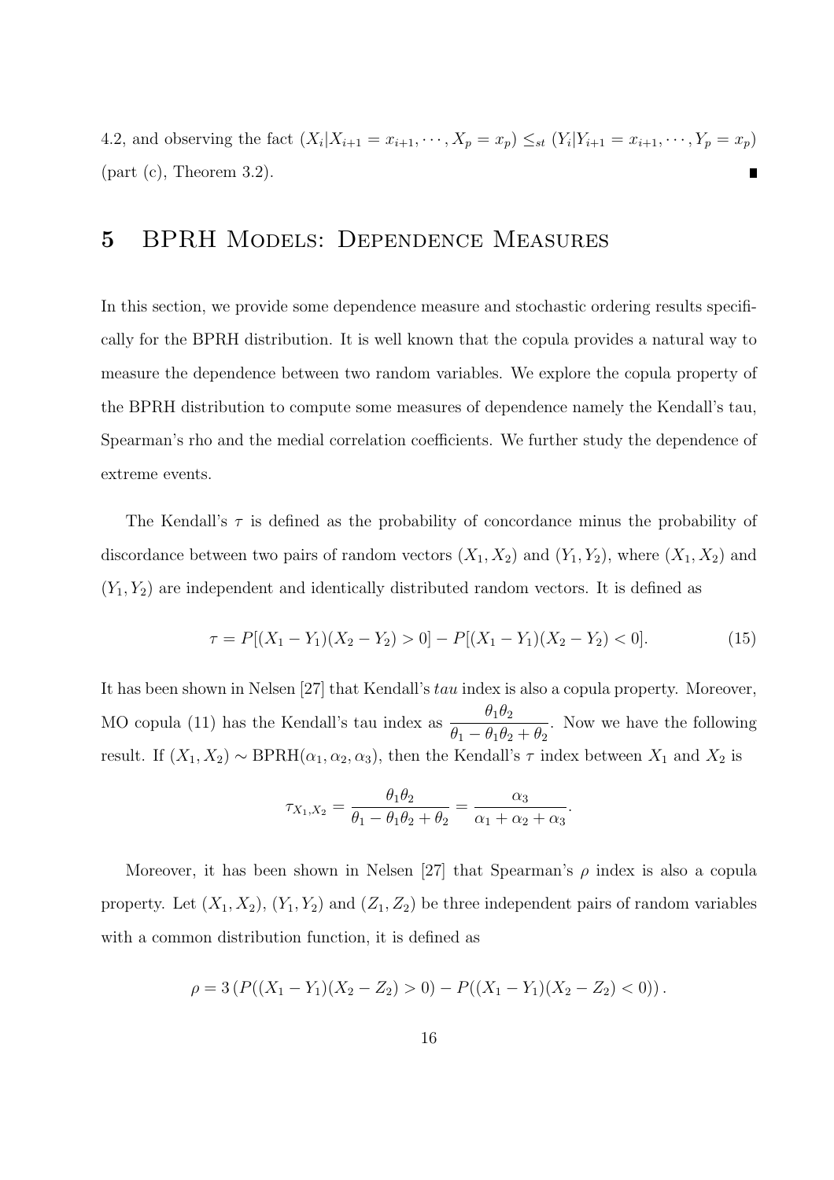4.2, and observing the fact $(X_i|X_{i+1} = x_{i+1}, \cdots, X_p = x_p) \leq_{st} (Y_i|Y_{i+1} = x_{i+1}, \cdots, Y_p = x_p)$ (part (c), Theorem 3.2). ∎

# 5 BPRH Models: Dependence Measures

In this section, we provide some dependence measure and stochastic ordering results specifically for the BPRH distribution. It is well known that the copula provides a natural way to measure the dependence between two random variables. We explore the copula property of the BPRH distribution to compute some measures of dependence namely the Kendall's tau, Spearman's rho and the medial correlation coefficients. We further study the dependence of extreme events.

The Kendall's $\tau$ is defined as the probability of concordance minus the probability of discordance between two pairs of random vectors $(X_1, X_2)$ and $(Y_1, Y_2)$, where $(X_1, X_2)$ and $(Y_1, Y_2)$ are independent and identically distributed random vectors. It is defined as

$$\tau = P[(X_1 - Y_1)(X_2 - Y_2) > 0] - P[(X_1 - Y_1)(X_2 - Y_2) < 0]. \tag{15}$$

It has been shown in Nelsen [27] that Kendall's *tau* index is also a copula property. Moreover, MO copula (11) has the Kendall's tau index as $\dfrac{\theta_1\theta_2}{\theta_1 - \theta_1\theta_2 + \theta_2}$. Now we have the following result. If $(X_1, X_2) \sim \text{BPRH}(\alpha_1, \alpha_2, \alpha_3)$, then the Kendall's $\tau$ index between $X_1$ and $X_2$ is

$$\tau_{X_1,X_2} = \frac{\theta_1\theta_2}{\theta_1 - \theta_1\theta_2 + \theta_2} = \frac{\alpha_3}{\alpha_1 + \alpha_2 + \alpha_3}.$$

Moreover, it has been shown in Nelsen [27] that Spearman's $\rho$ index is also a copula property. Let $(X_1, X_2)$, $(Y_1, Y_2)$ and $(Z_1, Z_2)$ be three independent pairs of random variables with a common distribution function, it is defined as

$$\rho = 3\left(P((X_1 - Y_1)(X_2 - Z_2) > 0) - P((X_1 - Y_1)(X_2 - Z_2) < 0)\right).$$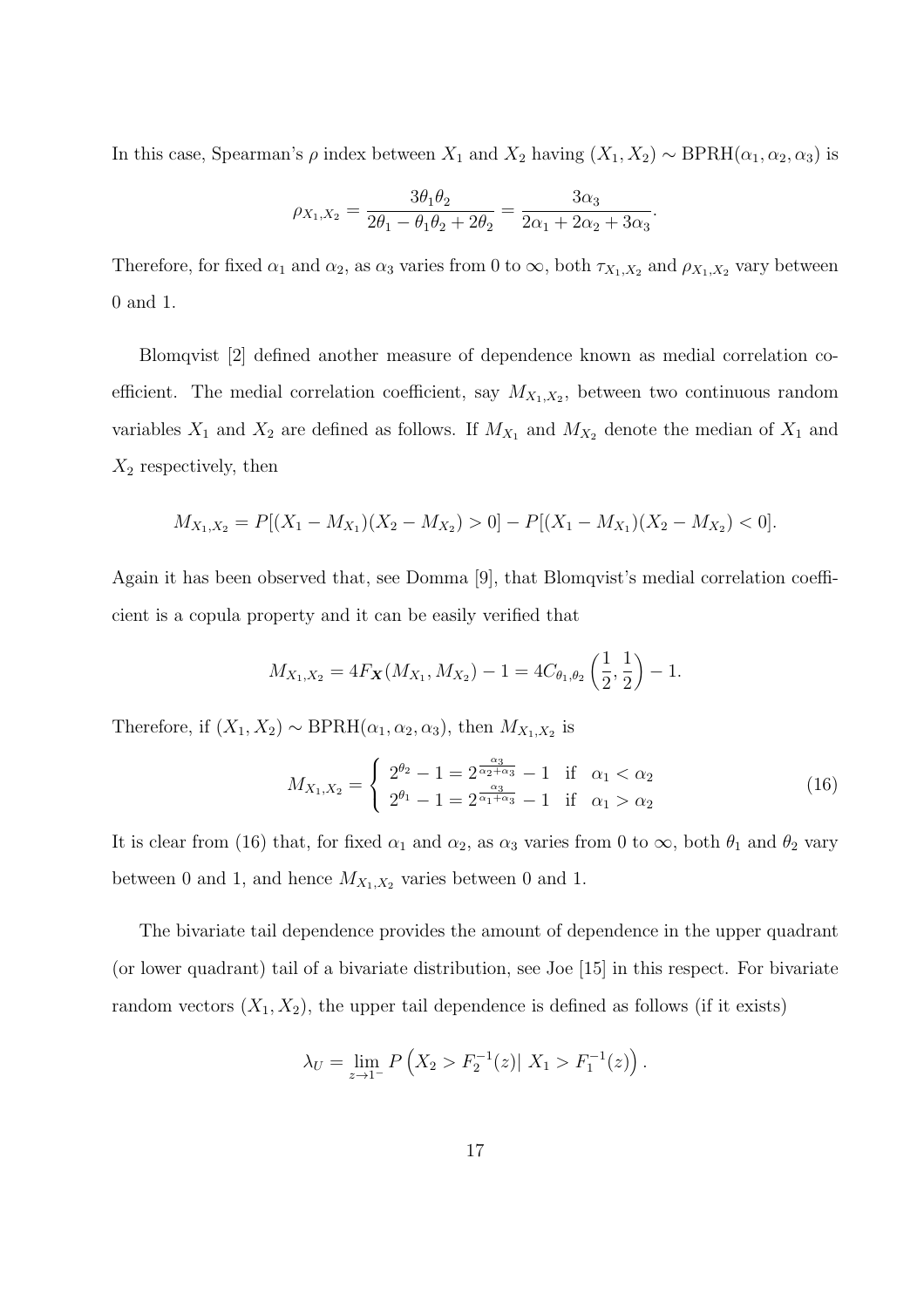In this case, Spearman's $\rho$ index between $X_1$ and $X_2$ having $(X_1, X_2) \sim \text{BPRH}(\alpha_1, \alpha_2, \alpha_3)$ is

$$\rho_{X_1,X_2} = \frac{3\theta_1\theta_2}{2\theta_1 - \theta_1\theta_2 + 2\theta_2} = \frac{3\alpha_3}{2\alpha_1 + 2\alpha_2 + 3\alpha_3}.$$

Therefore, for fixed $\alpha_1$ and $\alpha_2$, as $\alpha_3$ varies from 0 to $\infty$, both $\tau_{X_1,X_2}$ and $\rho_{X_1,X_2}$ vary between 0 and 1.

Blomqvist [2] defined another measure of dependence known as medial correlation coefficient. The medial correlation coefficient, say $M_{X_1,X_2}$, between two continuous random variables $X_1$ and $X_2$ are defined as follows. If $M_{X_1}$ and $M_{X_2}$ denote the median of $X_1$ and $X_2$ respectively, then

$$M_{X_1,X_2} = P[(X_1 - M_{X_1})(X_2 - M_{X_2}) > 0] - P[(X_1 - M_{X_1})(X_2 - M_{X_2}) < 0].$$

Again it has been observed that, see Domma [9], that Blomqvist's medial correlation coefficient is a copula property and it can be easily verified that

$$M_{X_1,X_2} = 4F_{\boldsymbol{X}}(M_{X_1}, M_{X_2}) - 1 = 4C_{\theta_1,\theta_2}\left(\frac{1}{2}, \frac{1}{2}\right) - 1.$$

Therefore, if $(X_1, X_2) \sim \text{BPRH}(\alpha_1, \alpha_2, \alpha_3)$, then $M_{X_1,X_2}$ is

$$M_{X_1,X_2} = \begin{cases} 2^{\theta_2} - 1 = 2^{\frac{\alpha_3}{\alpha_2+\alpha_3}} - 1 & \text{if} \quad \alpha_1 < \alpha_2 \\ 2^{\theta_1} - 1 = 2^{\frac{\alpha_3}{\alpha_1+\alpha_3}} - 1 & \text{if} \quad \alpha_1 > \alpha_2 \end{cases} \tag{16}$$

It is clear from (16) that, for fixed $\alpha_1$ and $\alpha_2$, as $\alpha_3$ varies from 0 to $\infty$, both $\theta_1$ and $\theta_2$ vary between 0 and 1, and hence $M_{X_1,X_2}$ varies between 0 and 1.

The bivariate tail dependence provides the amount of dependence in the upper quadrant (or lower quadrant) tail of a bivariate distribution, see Joe [15] in this respect. For bivariate random vectors $(X_1, X_2)$, the upper tail dependence is defined as follows (if it exists)

$$\lambda_U = \lim_{z \to 1^-} P\left(X_2 > F_2^{-1}(z) | \; X_1 > F_1^{-1}(z)\right).$$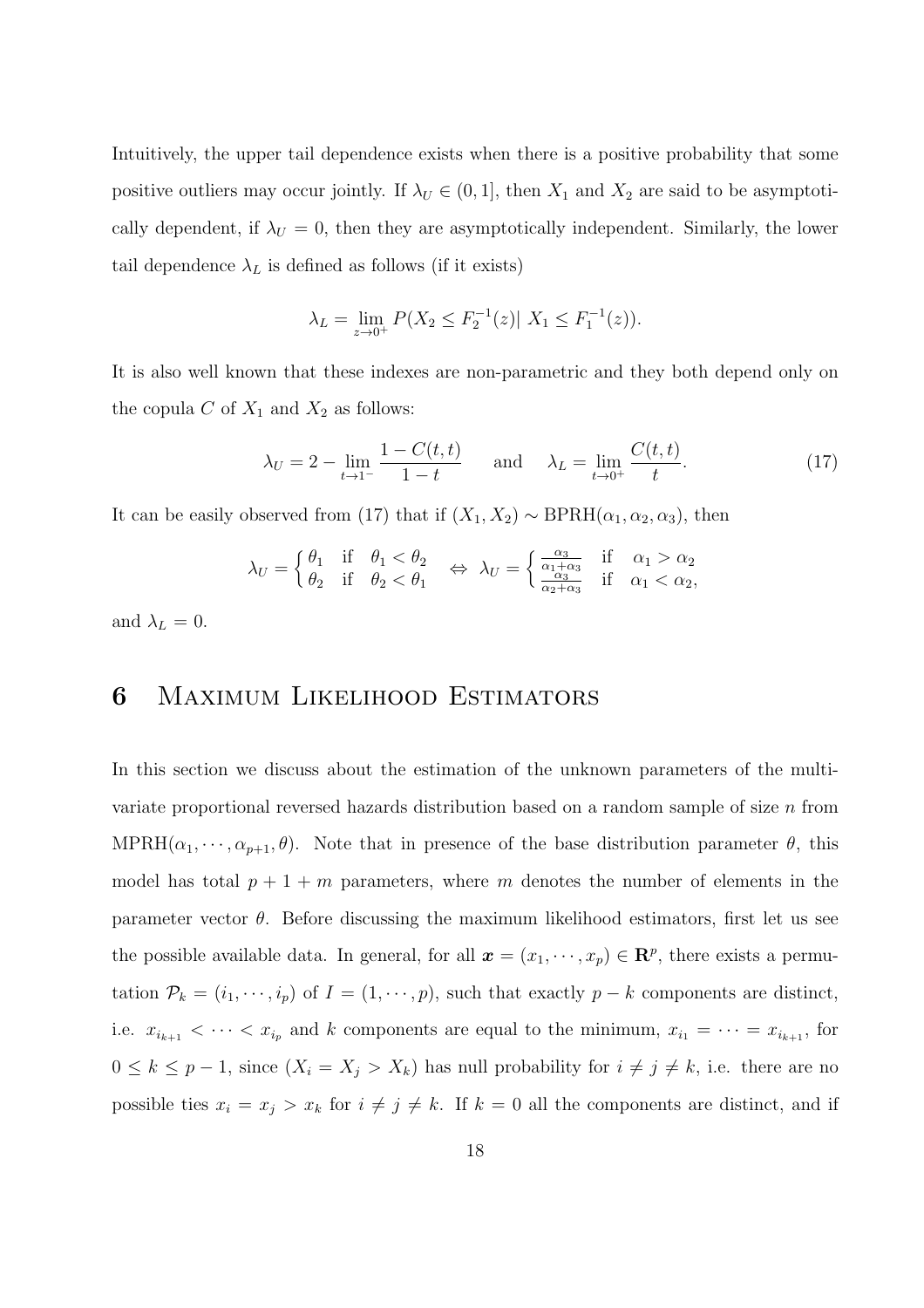Intuitively, the upper tail dependence exists when there is a positive probability that some positive outliers may occur jointly. If $\lambda_U \in (0,1]$, then $X_1$ and $X_2$ are said to be asymptotically dependent, if $\lambda_U = 0$, then they are asymptotically independent. Similarly, the lower tail dependence $\lambda_L$ is defined as follows (if it exists)

$$\lambda_L = \lim_{z \to 0^+} P(X_2 \leq F_2^{-1}(z) |\ X_1 \leq F_1^{-1}(z)).$$

It is also well known that these indexes are non-parametric and they both depend only on the copula $C$ of $X_1$ and $X_2$ as follows:

$$\lambda_U = 2 - \lim_{t \to 1^-} \frac{1 - C(t,t)}{1-t} \qquad \text{and} \qquad \lambda_L = \lim_{t \to 0^+} \frac{C(t,t)}{t}. \tag{17}$$

It can be easily observed from (17) that if $(X_1, X_2) \sim \text{BPRH}(\alpha_1, \alpha_2, \alpha_3)$, then

$$\lambda_U = \begin{cases} \theta_1 & \text{if} \quad \theta_1 < \theta_2 \\ \theta_2 & \text{if} \quad \theta_2 < \theta_1 \end{cases} \;\Leftrightarrow\; \lambda_U = \begin{cases} \frac{\alpha_3}{\alpha_1+\alpha_3} & \text{if} \quad \alpha_1 > \alpha_2 \\ \frac{\alpha_3}{\alpha_2+\alpha_3} & \text{if} \quad \alpha_1 < \alpha_2, \end{cases}$$

and $\lambda_L = 0$.

# 6 Maximum Likelihood Estimators

In this section we discuss about the estimation of the unknown parameters of the multivariate proportional reversed hazards distribution based on a random sample of size $n$ from $\text{MPRH}(\alpha_1, \cdots, \alpha_{p+1}, \theta)$. Note that in presence of the base distribution parameter $\theta$, this model has total $p + 1 + m$ parameters, where $m$ denotes the number of elements in the parameter vector $\theta$. Before discussing the maximum likelihood estimators, first let us see the possible available data. In general, for all $\boldsymbol{x} = (x_1, \cdots, x_p) \in \mathbf{R}^p$, there exists a permutation $\mathcal{P}_k = (i_1, \cdots, i_p)$ of $I = (1, \cdots, p)$, such that exactly $p - k$ components are distinct, i.e. $x_{i_{k+1}} < \cdots < x_{i_p}$ and $k$ components are equal to the minimum, $x_{i_1} = \cdots = x_{i_{k+1}}$, for $0 \leq k \leq p-1$, since $(X_i = X_j > X_k)$ has null probability for $i \neq j \neq k$, i.e. there are no possible ties $x_i = x_j > x_k$ for $i \neq j \neq k$. If $k = 0$ all the components are distinct, and if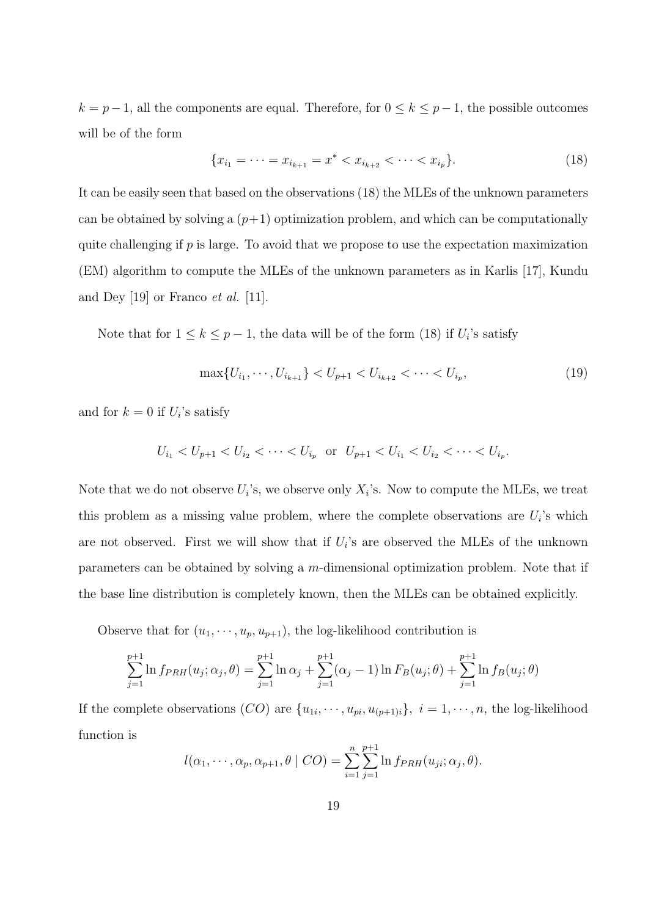$k = p-1$, all the components are equal. Therefore, for $0 \le k \le p-1$, the possible outcomes will be of the form

$$\{x_{i_1} = \cdots = x_{i_{k+1}} = x^* < x_{i_{k+2}} < \cdots < x_{i_p}\}. \tag{18}$$

It can be easily seen that based on the observations (18) the MLEs of the unknown parameters can be obtained by solving a $(p+1)$ optimization problem, and which can be computationally quite challenging if $p$ is large. To avoid that we propose to use the expectation maximization (EM) algorithm to compute the MLEs of the unknown parameters as in Karlis [17], Kundu and Dey [19] or Franco *et al.* [11].

Note that for $1 \le k \le p-1$, the data will be of the form (18) if $U_i$'s satisfy

$$\max\{U_{i_1}, \cdots, U_{i_{k+1}}\} < U_{p+1} < U_{i_{k+2}} < \cdots < U_{i_p}, \tag{19}$$

and for $k = 0$ if $U_i$'s satisfy

$$U_{i_1} < U_{p+1} < U_{i_2} < \cdots < U_{i_p} \quad \text{or} \quad U_{p+1} < U_{i_1} < U_{i_2} < \cdots < U_{i_p}.$$

Note that we do not observe $U_i$'s, we observe only $X_i$'s. Now to compute the MLEs, we treat this problem as a missing value problem, where the complete observations are $U_i$'s which are not observed. First we will show that if $U_i$'s are observed the MLEs of the unknown parameters can be obtained by solving a $m$-dimensional optimization problem. Note that if the base line distribution is completely known, then the MLEs can be obtained explicitly.

Observe that for $(u_1, \cdots, u_p, u_{p+1})$, the log-likelihood contribution is

$$\sum_{j=1}^{p+1} \ln f_{PRH}(u_j; \alpha_j, \theta) = \sum_{j=1}^{p+1} \ln \alpha_j + \sum_{j=1}^{p+1} (\alpha_j - 1) \ln F_B(u_j; \theta) + \sum_{j=1}^{p+1} \ln f_B(u_j; \theta)$$

If the complete observations $(CO)$ are $\{u_{1i}, \cdots, u_{pi}, u_{(p+1)i}\}$, $i = 1, \cdots, n$, the log-likelihood function is

$$l(\alpha_1, \cdots, \alpha_p, \alpha_{p+1}, \theta \mid CO) = \sum_{i=1}^{n} \sum_{j=1}^{p+1} \ln f_{PRH}(u_{ji}; \alpha_j, \theta).$$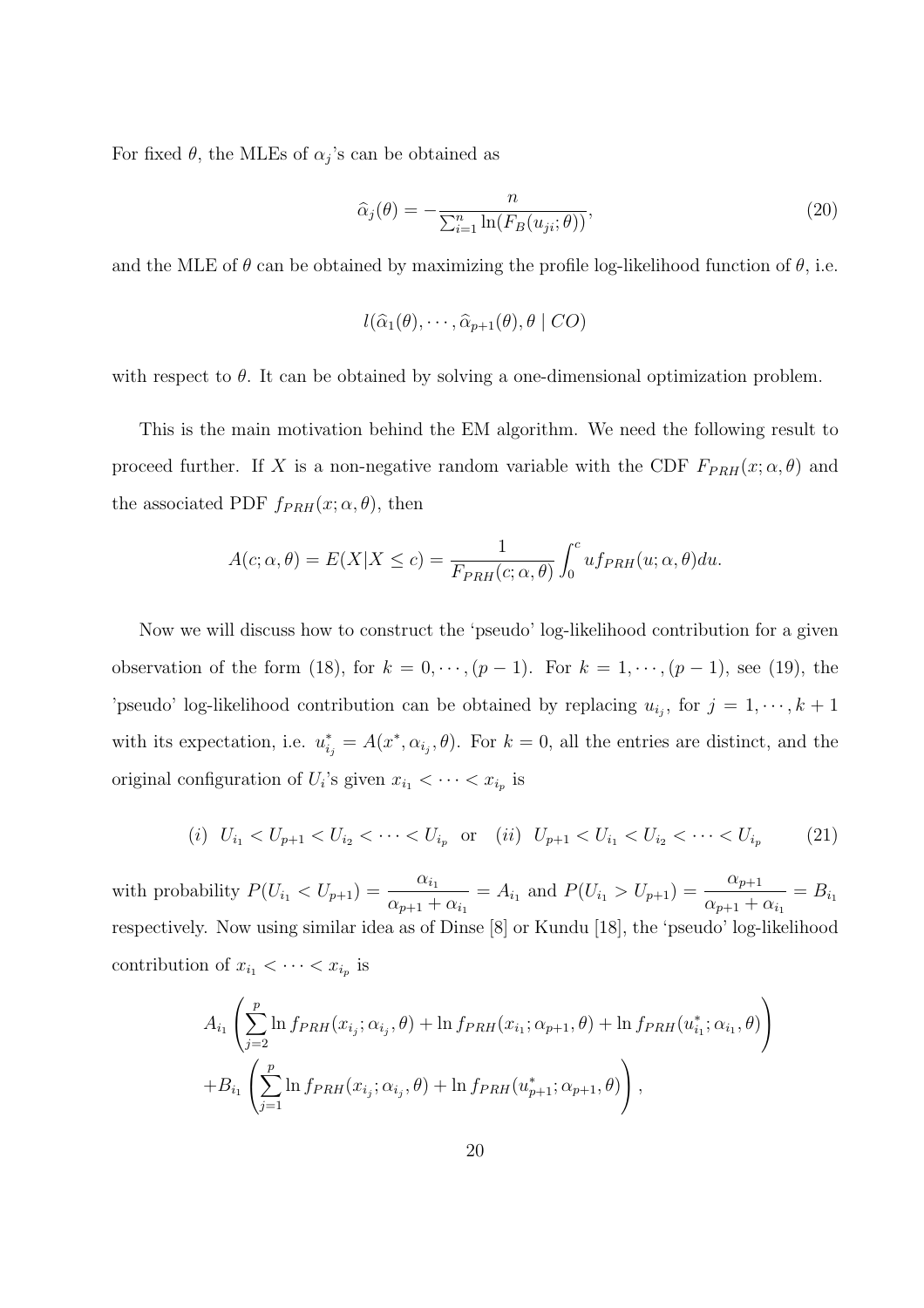For fixed $\theta$, the MLEs of $\alpha_j$'s can be obtained as

$$\widehat{\alpha}_j(\theta) = -\frac{n}{\sum_{i=1}^{n} \ln(F_B(u_{ji};\theta))}, \tag{20}$$

and the MLE of $\theta$ can be obtained by maximizing the profile log-likelihood function of $\theta$, i.e.

$$l(\widehat{\alpha}_1(\theta), \cdots, \widehat{\alpha}_{p+1}(\theta), \theta \mid CO)$$

with respect to $\theta$. It can be obtained by solving a one-dimensional optimization problem.

This is the main motivation behind the EM algorithm. We need the following result to proceed further. If $X$ is a non-negative random variable with the CDF $F_{PRH}(x;\alpha,\theta)$ and the associated PDF $f_{PRH}(x;\alpha,\theta)$, then

$$A(c;\alpha,\theta) = E(X|X \le c) = \frac{1}{F_{PRH}(c;\alpha,\theta)} \int_0^c u f_{PRH}(u;\alpha,\theta) du.$$

Now we will discuss how to construct the 'pseudo' log-likelihood contribution for a given observation of the form (18), for $k = 0, \cdots, (p-1)$. For $k = 1, \cdots, (p-1)$, see (19), the 'pseudo' log-likelihood contribution can be obtained by replacing $u_{i_j}$, for $j = 1, \cdots, k+1$ with its expectation, i.e. $u^*_{i_j} = A(x^*, \alpha_{i_j}, \theta)$. For $k = 0$, all the entries are distinct, and the original configuration of $U_i$'s given $x_{i_1} < \cdots < x_{i_p}$ is

$$(i) \;\; U_{i_1} < U_{p+1} < U_{i_2} < \cdots < U_{i_p} \;\; \text{or} \;\; (ii) \;\; U_{p+1} < U_{i_1} < U_{i_2} < \cdots < U_{i_p} \tag{21}$$

with probability $P(U_{i_1} < U_{p+1}) = \dfrac{\alpha_{i_1}}{\alpha_{p+1} + \alpha_{i_1}} = A_{i_1}$ and $P(U_{i_1} > U_{p+1}) = \dfrac{\alpha_{p+1}}{\alpha_{p+1} + \alpha_{i_1}} = B_{i_1}$ respectively. Now using similar idea as of Dinse [8] or Kundu [18], the 'pseudo' log-likelihood contribution of $x_{i_1} < \cdots < x_{i_p}$ is

$$A_{i_1}\left( \sum_{j=2}^{p} \ln f_{PRH}(x_{i_j};\alpha_{i_j},\theta) + \ln f_{PRH}(x_{i_1};\alpha_{p+1},\theta) + \ln f_{PRH}(u^*_{i_1};\alpha_{i_1},\theta) \right)$$
$$+ B_{i_1}\left( \sum_{j=1}^{p} \ln f_{PRH}(x_{i_j};\alpha_{i_j},\theta) + \ln f_{PRH}(u^*_{p+1};\alpha_{p+1},\theta) \right),$$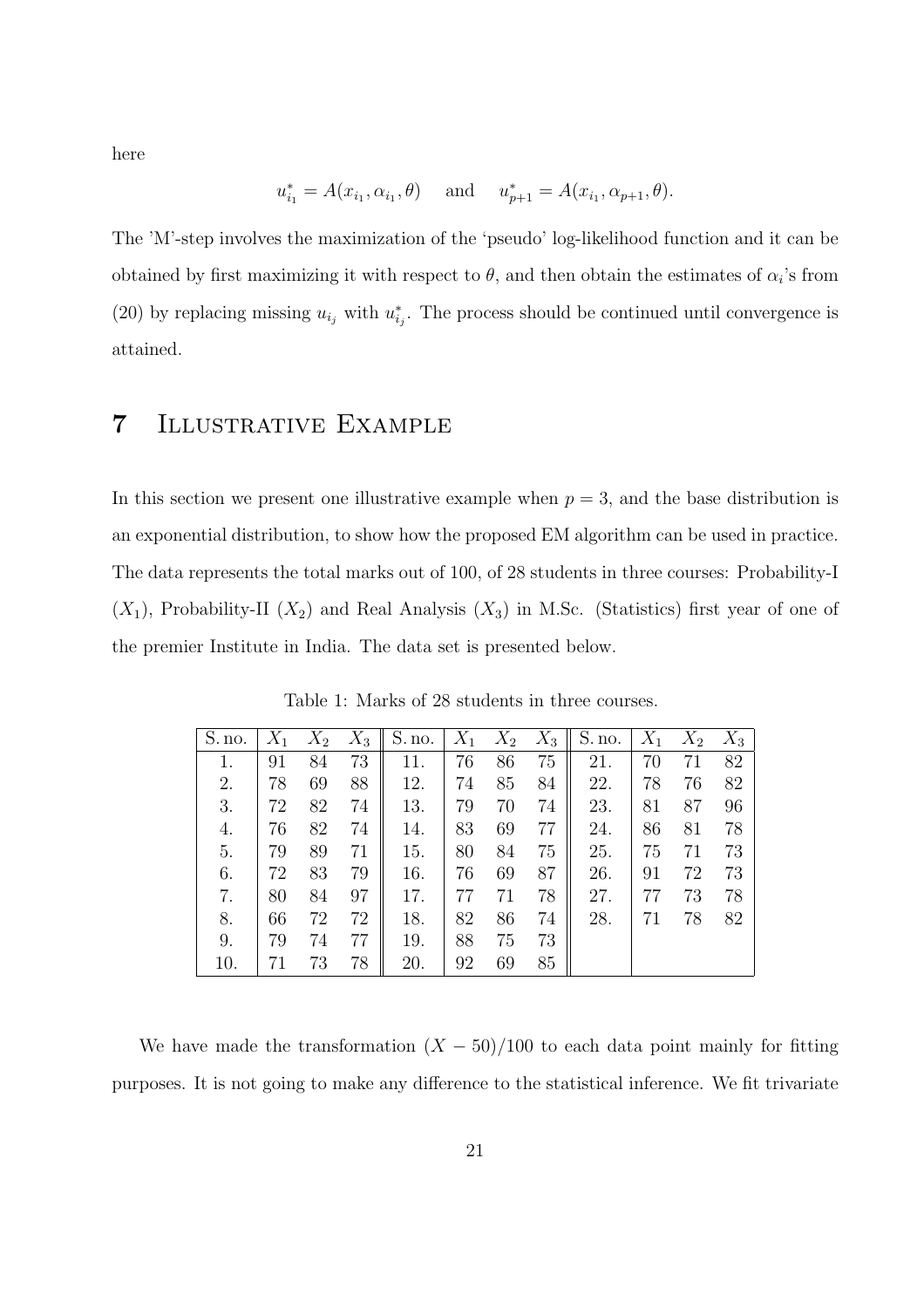here

$$u^*_{i_1} = A(x_{i_1}, \alpha_{i_1}, \theta) \quad \text{and} \quad u^*_{p+1} = A(x_{i_1}, \alpha_{p+1}, \theta).$$

The 'M'-step involves the maximization of the 'pseudo' log-likelihood function and it can be obtained by first maximizing it with respect to $\theta$, and then obtain the estimates of $\alpha_i$'s from (20) by replacing missing $u_{i_j}$ with $u^*_{i_j}$. The process should be continued until convergence is attained.

## 7 Illustrative Example

In this section we present one illustrative example when $p = 3$, and the base distribution is an exponential distribution, to show how the proposed EM algorithm can be used in practice. The data represents the total marks out of 100, of 28 students in three courses: Probability-I ($X_1$), Probability-II ($X_2$) and Real Analysis ($X_3$) in M.Sc. (Statistics) first year of one of the premier Institute in India. The data set is presented below.

Table 1: Marks of 28 students in three courses.

| S. no. | $X_1$ | $X_2$ | $X_3$ | S. no. | $X_1$ | $X_2$ | $X_3$ | S. no. | $X_1$ | $X_2$ | $X_3$ |
|---|---|---|---|---|---|---|---|---|---|---|---|
| 1. | 91 | 84 | 73 | 11. | 76 | 86 | 75 | 21. | 70 | 71 | 82 |
| 2. | 78 | 69 | 88 | 12. | 74 | 85 | 84 | 22. | 78 | 76 | 82 |
| 3. | 72 | 82 | 74 | 13. | 79 | 70 | 74 | 23. | 81 | 87 | 96 |
| 4. | 76 | 82 | 74 | 14. | 83 | 69 | 77 | 24. | 86 | 81 | 78 |
| 5. | 79 | 89 | 71 | 15. | 80 | 84 | 75 | 25. | 75 | 71 | 73 |
| 6. | 72 | 83 | 79 | 16. | 76 | 69 | 87 | 26. | 91 | 72 | 73 |
| 7. | 80 | 84 | 97 | 17. | 77 | 71 | 78 | 27. | 77 | 73 | 78 |
| 8. | 66 | 72 | 72 | 18. | 82 | 86 | 74 | 28. | 71 | 78 | 82 |
| 9. | 79 | 74 | 77 | 19. | 88 | 75 | 73 | | | | |
| 10. | 71 | 73 | 78 | 20. | 92 | 69 | 85 | | | | |

We have made the transformation $(X - 50)/100$ to each data point mainly for fitting purposes. It is not going to make any difference to the statistical inference. We fit trivariate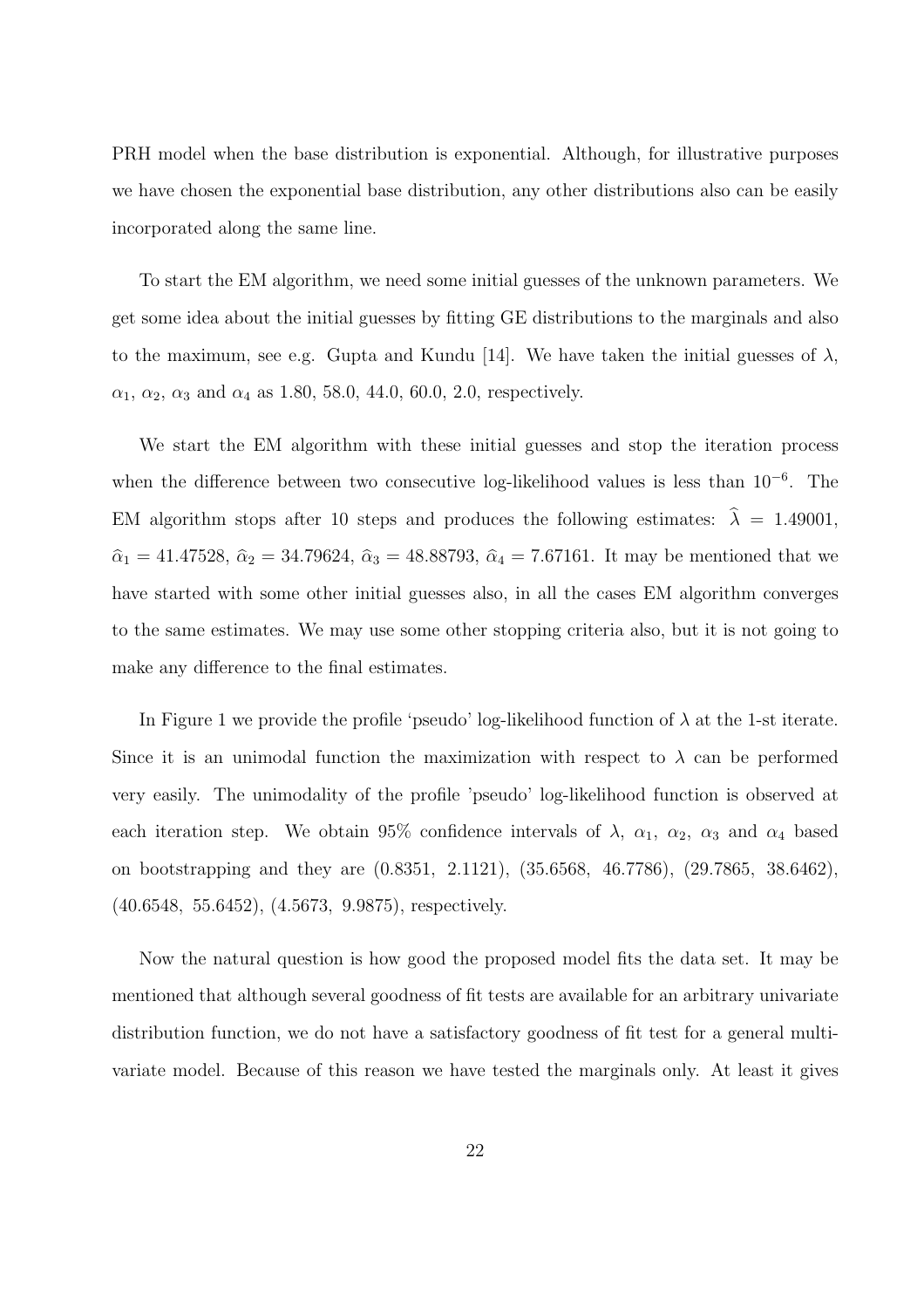PRH model when the base distribution is exponential. Although, for illustrative purposes we have chosen the exponential base distribution, any other distributions also can be easily incorporated along the same line.

To start the EM algorithm, we need some initial guesses of the unknown parameters. We get some idea about the initial guesses by fitting GE distributions to the marginals and also to the maximum, see e.g. Gupta and Kundu [14]. We have taken the initial guesses of $\lambda$, $\alpha_1$, $\alpha_2$, $\alpha_3$ and $\alpha_4$ as 1.80, 58.0, 44.0, 60.0, 2.0, respectively.

We start the EM algorithm with these initial guesses and stop the iteration process when the difference between two consecutive log-likelihood values is less than $10^{-6}$. The EM algorithm stops after 10 steps and produces the following estimates: $\widehat{\lambda} = 1.49001$, $\widehat{\alpha}_1 = 41.47528$, $\widehat{\alpha}_2 = 34.79624$, $\widehat{\alpha}_3 = 48.88793$, $\widehat{\alpha}_4 = 7.67161$. It may be mentioned that we have started with some other initial guesses also, in all the cases EM algorithm converges to the same estimates. We may use some other stopping criteria also, but it is not going to make any difference to the final estimates.

In Figure 1 we provide the profile 'pseudo' log-likelihood function of $\lambda$ at the 1-st iterate. Since it is an unimodal function the maximization with respect to $\lambda$ can be performed very easily. The unimodality of the profile 'pseudo' log-likelihood function is observed at each iteration step. We obtain 95% confidence intervals of $\lambda$, $\alpha_1$, $\alpha_2$, $\alpha_3$ and $\alpha_4$ based on bootstrapping and they are (0.8351, 2.1121), (35.6568, 46.7786), (29.7865, 38.6462), (40.6548, 55.6452), (4.5673, 9.9875), respectively.

Now the natural question is how good the proposed model fits the data set. It may be mentioned that although several goodness of fit tests are available for an arbitrary univariate distribution function, we do not have a satisfactory goodness of fit test for a general multivariate model. Because of this reason we have tested the marginals only. At least it gives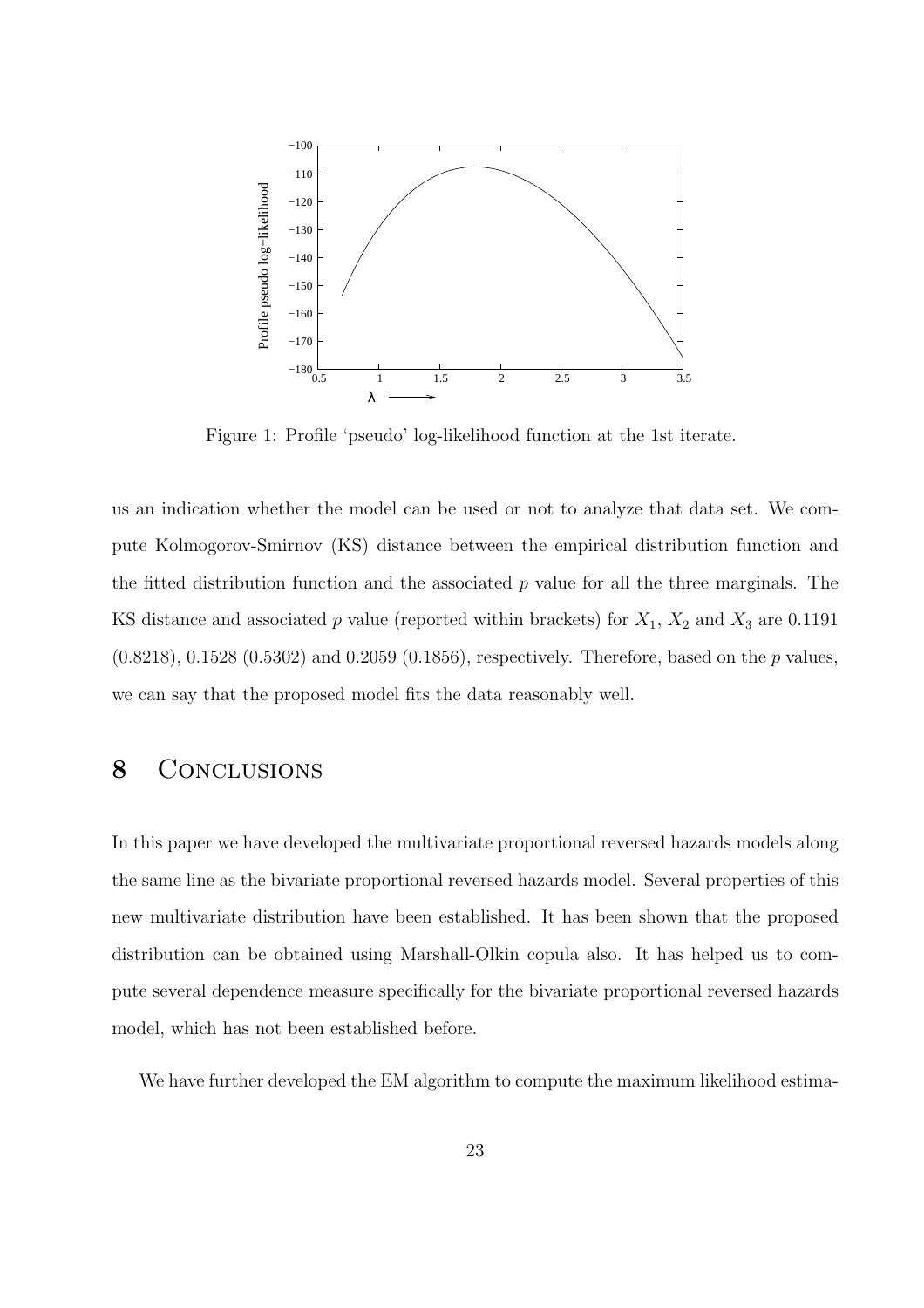Figure 1: Profile 'pseudo' log-likelihood function at the 1st iterate.

us an indication whether the model can be used or not to analyze that data set. We compute Kolmogorov-Smirnov (KS) distance between the empirical distribution function and the fitted distribution function and the associated $p$ value for all the three marginals. The KS distance and associated $p$ value (reported within brackets) for $X_1$, $X_2$ and $X_3$ are 0.1191 (0.8218), 0.1528 (0.5302) and 0.2059 (0.1856), respectively. Therefore, based on the $p$ values, we can say that the proposed model fits the data reasonably well.

# 8 Conclusions

In this paper we have developed the multivariate proportional reversed hazards models along the same line as the bivariate proportional reversed hazards model. Several properties of this new multivariate distribution have been established. It has been shown that the proposed distribution can be obtained using Marshall-Olkin copula also. It has helped us to compute several dependence measure specifically for the bivariate proportional reversed hazards model, which has not been established before.

We have further developed the EM algorithm to compute the maximum likelihood estima-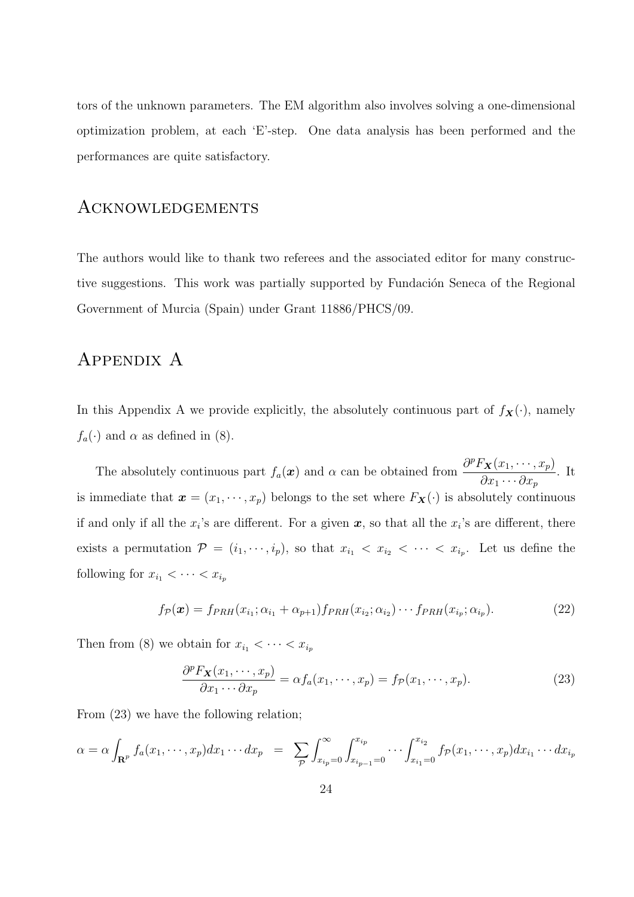tors of the unknown parameters. The EM algorithm also involves solving a one-dimensional optimization problem, at each 'E'-step. One data analysis has been performed and the performances are quite satisfactory.

# Acknowledgements

The authors would like to thank two referees and the associated editor for many constructive suggestions. This work was partially supported by Fundación Seneca of the Regional Government of Murcia (Spain) under Grant 11886/PHCS/09.

# Appendix A

In this Appendix A we provide explicitly, the absolutely continuous part of $f_{\boldsymbol{X}}(\cdot)$, namely $f_a(\cdot)$ and $\alpha$ as defined in (8).

The absolutely continuous part $f_a(\boldsymbol{x})$ and $\alpha$ can be obtained from $\dfrac{\partial^p F_{\boldsymbol{X}}(x_1, \cdots, x_p)}{\partial x_1 \cdots \partial x_p}$. It is immediate that $\boldsymbol{x} = (x_1, \cdots, x_p)$ belongs to the set where $F_{\boldsymbol{X}}(\cdot)$ is absolutely continuous if and only if all the $x_i$'s are different. For a given $\boldsymbol{x}$, so that all the $x_i$'s are different, there exists a permutation $\mathcal{P} = (i_1, \cdots, i_p)$, so that $x_{i_1} < x_{i_2} < \cdots < x_{i_p}$. Let us define the following for $x_{i_1} < \cdots < x_{i_p}$

$$f_{\mathcal{P}}(\boldsymbol{x}) = f_{PRH}(x_{i_1}; \alpha_{i_1} + \alpha_{p+1}) f_{PRH}(x_{i_2}; \alpha_{i_2}) \cdots f_{PRH}(x_{i_p}; \alpha_{i_p}). \tag{22}$$

Then from (8) we obtain for $x_{i_1} < \cdots < x_{i_p}$

$$\frac{\partial^p F_{\mathbf{X}}(x_1, \cdots, x_p)}{\partial x_1 \cdots \partial x_p} = \alpha f_a(x_1, \cdots, x_p) = f_{\mathcal{P}}(x_1, \cdots, x_p). \tag{23}$$

From (23) we have the following relation;

$$\alpha = \alpha \int_{\mathbf{R}^p} f_a(x_1, \cdots, x_p) dx_1 \cdots dx_p = \sum_{\mathcal{P}} \int_{x_{i_p}=0}^{\infty} \int_{x_{i_{p-1}}=0}^{x_{i_p}} \cdots \int_{x_{i_1}=0}^{x_{i_2}} f_{\mathcal{P}}(x_1, \cdots, x_p) dx_{i_1} \cdots dx_{i_p}$$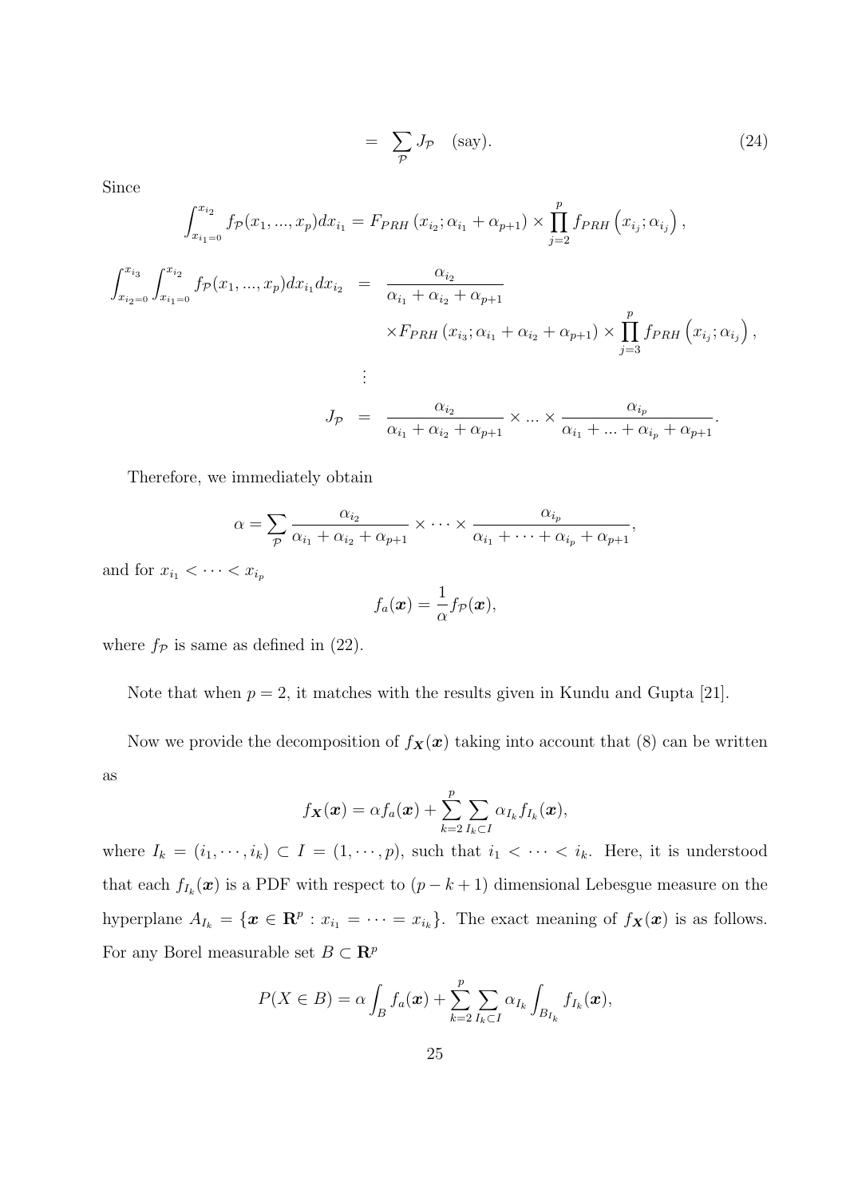$$= \sum_{\mathcal{P}} J_{\mathcal{P}} \quad \text{(say)}. \tag{24}$$

Since

$$\int_{x_{i_1=0}}^{x_{i_2}} f_{\mathcal{P}}(x_1,...,x_p) dx_{i_1} = F_{PRH}\left(x_{i_2}; \alpha_{i_1} + \alpha_{p+1}\right) \times \prod_{j=2}^{p} f_{PRH}\left(x_{i_j}; \alpha_{i_j}\right),$$

$$\begin{aligned}
\int_{x_{i_2=0}}^{x_{i_3}} \int_{x_{i_1=0}}^{x_{i_2}} f_{\mathcal{P}}(x_1,...,x_p) dx_{i_1} dx_{i_2} &= \frac{\alpha_{i_2}}{\alpha_{i_1} + \alpha_{i_2} + \alpha_{p+1}} \\
&\quad \times F_{PRH}\left(x_{i_3}; \alpha_{i_1} + \alpha_{i_2} + \alpha_{p+1}\right) \times \prod_{j=3}^{p} f_{PRH}\left(x_{i_j}; \alpha_{i_j}\right), \\
&\;\vdots \\
J_{\mathcal{P}} &= \frac{\alpha_{i_2}}{\alpha_{i_1} + \alpha_{i_2} + \alpha_{p+1}} \times ... \times \frac{\alpha_{i_p}}{\alpha_{i_1} + ... + \alpha_{i_p} + \alpha_{p+1}}.
\end{aligned}$$

Therefore, we immediately obtain

$$\alpha = \sum_{\mathcal{P}} \frac{\alpha_{i_2}}{\alpha_{i_1} + \alpha_{i_2} + \alpha_{p+1}} \times \cdots \times \frac{\alpha_{i_p}}{\alpha_{i_1} + \cdots + \alpha_{i_p} + \alpha_{p+1}},$$

and for $x_{i_1} < \cdots < x_{i_p}$

$$f_a(\boldsymbol{x}) = \frac{1}{\alpha} f_{\mathcal{P}}(\boldsymbol{x}),$$

where $f_{\mathcal{P}}$ is same as defined in (22).

Note that when $p = 2$, it matches with the results given in Kundu and Gupta [21].

Now we provide the decomposition of $f_{\boldsymbol{X}}(\boldsymbol{x})$ taking into account that (8) can be written as

$$f_{\boldsymbol{X}}(\boldsymbol{x}) = \alpha f_a(\boldsymbol{x}) + \sum_{k=2}^{p} \sum_{I_k \subset I} \alpha_{I_k} f_{I_k}(\boldsymbol{x}),$$

where $I_k = (i_1, \cdots, i_k) \subset I = (1, \cdots, p)$, such that $i_1 < \cdots < i_k$. Here, it is understood that each $f_{I_k}(\boldsymbol{x})$ is a PDF with respect to $(p - k + 1)$ dimensional Lebesgue measure on the hyperplane $A_{I_k} = \{\boldsymbol{x} \in \mathbf{R}^p : x_{i_1} = \cdots = x_{i_k}\}$. The exact meaning of $f_{\boldsymbol{X}}(\boldsymbol{x})$ is as follows. For any Borel measurable set $B \subset \mathbf{R}^p$

$$P(X \in B) = \alpha \int_B f_a(\boldsymbol{x}) + \sum_{k=2}^{p} \sum_{I_k \subset I} \alpha_{I_k} \int_{B_{I_k}} f_{I_k}(\boldsymbol{x}),$$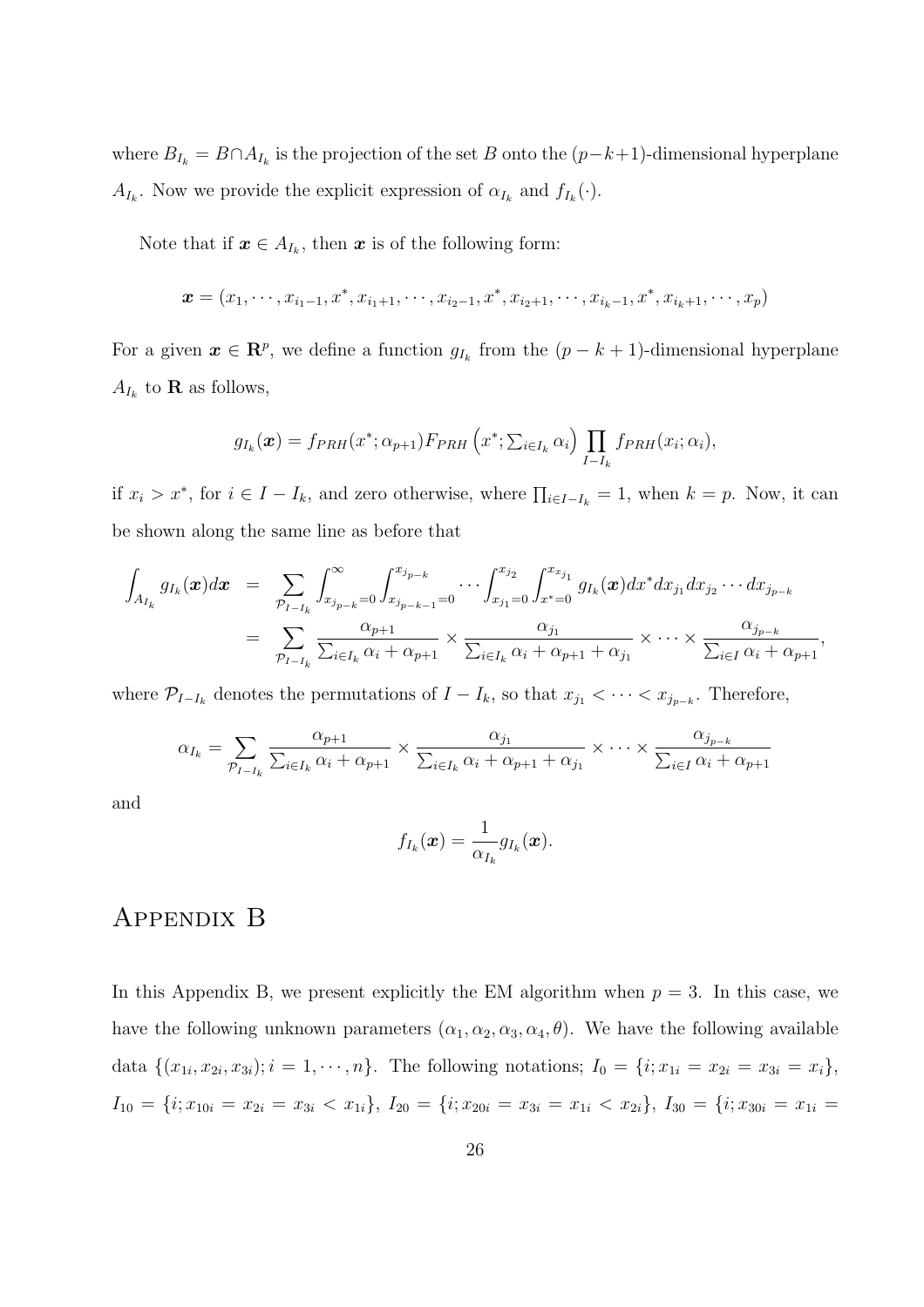where $B_{I_k} = B \cap A_{I_k}$ is the projection of the set $B$ onto the $(p-k+1)$-dimensional hyperplane $A_{I_k}$. Now we provide the explicit expression of $\alpha_{I_k}$ and $f_{I_k}(\cdot)$.

Note that if $\boldsymbol{x} \in A_{I_k}$, then $\boldsymbol{x}$ is of the following form:

$$\boldsymbol{x} = (x_1, \cdots, x_{i_1-1}, x^*, x_{i_1+1}, \cdots, x_{i_2-1}, x^*, x_{i_2+1}, \cdots, x_{i_k-1}, x^*, x_{i_k+1}, \cdots, x_p)$$

For a given $\boldsymbol{x} \in \mathbf{R}^p$, we define a function $g_{I_k}$ from the $(p-k+1)$-dimensional hyperplane $A_{I_k}$ to $\mathbf{R}$ as follows,

$$g_{I_k}(\boldsymbol{x}) = f_{PRH}(x^*; \alpha_{p+1}) F_{PRH}\left(x^*; \textstyle\sum_{i \in I_k} \alpha_i\right) \prod_{I-I_k} f_{PRH}(x_i; \alpha_i),$$

if $x_i > x^*$, for $i \in I - I_k$, and zero otherwise, where $\prod_{i \in I - I_k} = 1$, when $k = p$. Now, it can be shown along the same line as before that

$$\begin{aligned}
\int_{A_{I_k}} g_{I_k}(\boldsymbol{x}) d\boldsymbol{x} &= \sum_{\mathcal{P}_{I-I_k}} \int_{x_{j_{p-k}}=0}^{\infty} \int_{x_{j_{p-k-1}}=0}^{x_{j_{p-k}}} \cdots \int_{x_{j_1}=0}^{x_{j_2}} \int_{x^*=0}^{x_{x_{j_1}}} g_{I_k}(\boldsymbol{x}) dx^* dx_{j_1} dx_{j_2} \cdots dx_{j_{p-k}} \\
&= \sum_{\mathcal{P}_{I-I_k}} \frac{\alpha_{p+1}}{\sum_{i \in I_k} \alpha_i + \alpha_{p+1}} \times \frac{\alpha_{j_1}}{\sum_{i \in I_k} \alpha_i + \alpha_{p+1} + \alpha_{j_1}} \times \cdots \times \frac{\alpha_{j_{p-k}}}{\sum_{i \in I} \alpha_i + \alpha_{p+1}},
\end{aligned}$$

where $\mathcal{P}_{I-I_k}$ denotes the permutations of $I - I_k$, so that $x_{j_1} < \cdots < x_{j_{p-k}}$. Therefore,

$$\alpha_{I_k} = \sum_{\mathcal{P}_{I-I_k}} \frac{\alpha_{p+1}}{\sum_{i \in I_k} \alpha_i + \alpha_{p+1}} \times \frac{\alpha_{j_1}}{\sum_{i \in I_k} \alpha_i + \alpha_{p+1} + \alpha_{j_1}} \times \cdots \times \frac{\alpha_{j_{p-k}}}{\sum_{i \in I} \alpha_i + \alpha_{p+1}}$$

and

$$f_{I_k}(\boldsymbol{x}) = \frac{1}{\alpha_{I_k}} g_{I_k}(\boldsymbol{x}).$$

# Appendix B

In this Appendix B, we present explicitly the EM algorithm when $p = 3$. In this case, we have the following unknown parameters $(\alpha_1, \alpha_2, \alpha_3, \alpha_4, \theta)$. We have the following available data $\{(x_{1i}, x_{2i}, x_{3i}); i = 1, \cdots, n\}$. The following notations; $I_0 = \{i; x_{1i} = x_{2i} = x_{3i} = x_i\}$, $I_{10} = \{i; x_{10i} = x_{2i} = x_{3i} < x_{1i}\}$, $I_{20} = \{i; x_{20i} = x_{3i} = x_{1i} < x_{2i}\}$, $I_{30} = \{i; x_{30i} = x_{1i} =$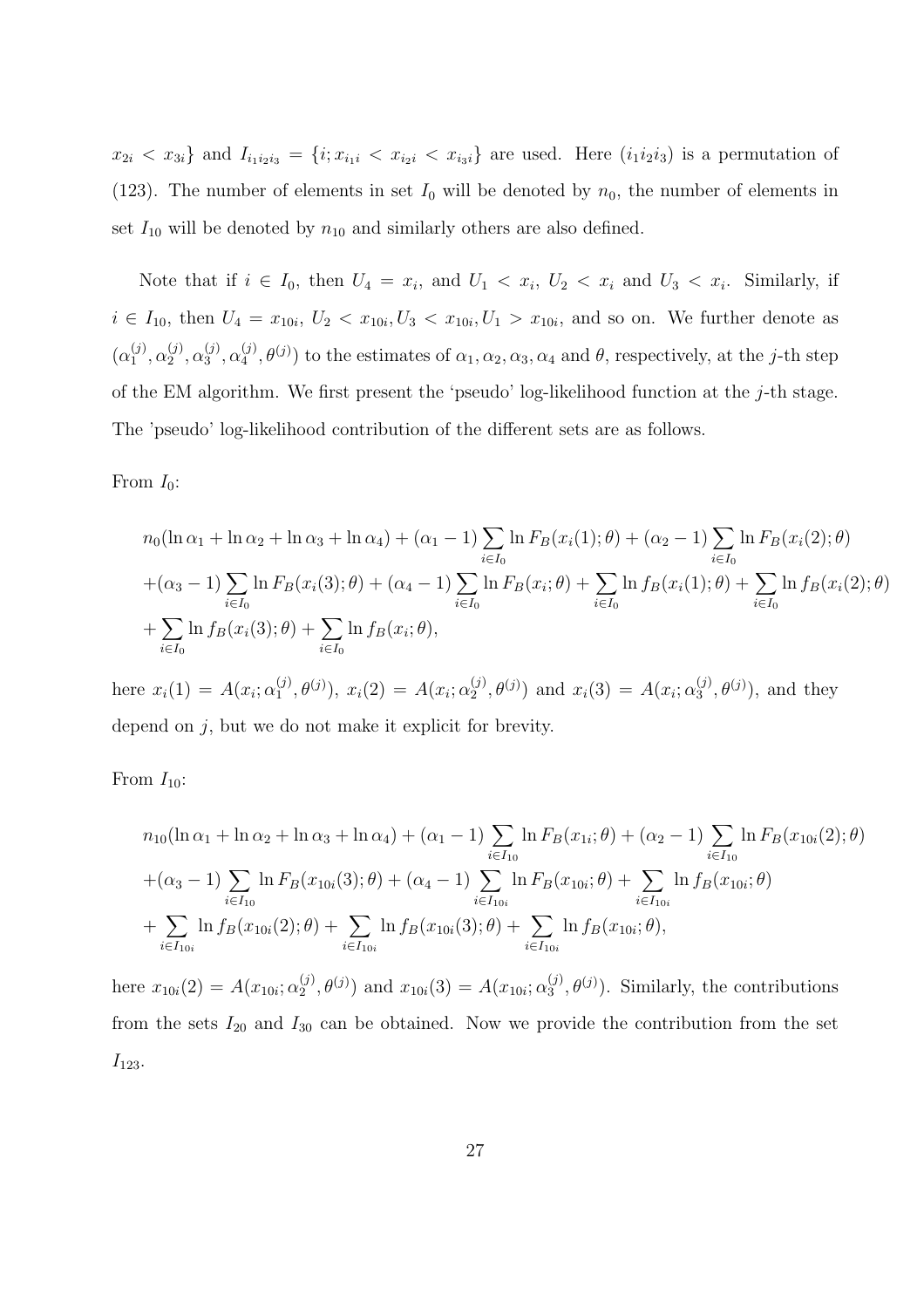$x_{2i} < x_{3i}\}$ and $I_{i_1 i_2 i_3} = \{i; x_{i_1 i} < x_{i_2 i} < x_{i_3 i}\}$ are used. Here $(i_1 i_2 i_3)$ is a permutation of (123). The number of elements in set $I_0$ will be denoted by $n_0$, the number of elements in set $I_{10}$ will be denoted by $n_{10}$ and similarly others are also defined.

Note that if $i \in I_0$, then $U_4 = x_i$, and $U_1 < x_i$, $U_2 < x_i$ and $U_3 < x_i$. Similarly, if $i \in I_{10}$, then $U_4 = x_{10i}$, $U_2 < x_{10i}, U_3 < x_{10i}, U_1 > x_{10i}$, and so on. We further denote as $(\alpha_1^{(j)}, \alpha_2^{(j)}, \alpha_3^{(j)}, \alpha_4^{(j)}, \theta^{(j)})$ to the estimates of $\alpha_1, \alpha_2, \alpha_3, \alpha_4$ and $\theta$, respectively, at the $j$-th step of the EM algorithm. We first present the 'pseudo' log-likelihood function at the $j$-th stage. The 'pseudo' log-likelihood contribution of the different sets are as follows.

From $I_0$:

$$
\begin{aligned}
& n_0(\ln \alpha_1 + \ln \alpha_2 + \ln \alpha_3 + \ln \alpha_4) + (\alpha_1 - 1)\sum_{i \in I_0} \ln F_B(x_i(1); \theta) + (\alpha_2 - 1)\sum_{i \in I_0} \ln F_B(x_i(2); \theta) \\
& + (\alpha_3 - 1)\sum_{i \in I_0} \ln F_B(x_i(3); \theta) + (\alpha_4 - 1)\sum_{i \in I_0} \ln F_B(x_i; \theta) + \sum_{i \in I_0} \ln f_B(x_i(1); \theta) + \sum_{i \in I_0} \ln f_B(x_i(2); \theta) \\
& + \sum_{i \in I_0} \ln f_B(x_i(3); \theta) + \sum_{i \in I_0} \ln f_B(x_i; \theta),
\end{aligned}
$$

here $x_i(1) = A(x_i; \alpha_1^{(j)}, \theta^{(j)})$, $x_i(2) = A(x_i; \alpha_2^{(j)}, \theta^{(j)})$ and $x_i(3) = A(x_i; \alpha_3^{(j)}, \theta^{(j)})$, and they depend on $j$, but we do not make it explicit for brevity.

From $I_{10}$:

$$
\begin{aligned}
& n_{10}(\ln \alpha_1 + \ln \alpha_2 + \ln \alpha_3 + \ln \alpha_4) + (\alpha_1 - 1)\sum_{i \in I_{10}} \ln F_B(x_{1i}; \theta) + (\alpha_2 - 1)\sum_{i \in I_{10}} \ln F_B(x_{10i}(2); \theta) \\
& + (\alpha_3 - 1)\sum_{i \in I_{10}} \ln F_B(x_{10i}(3); \theta) + (\alpha_4 - 1)\sum_{i \in I_{10i}} \ln F_B(x_{10i}; \theta) + \sum_{i \in I_{10i}} \ln f_B(x_{10i}; \theta) \\
& + \sum_{i \in I_{10i}} \ln f_B(x_{10i}(2); \theta) + \sum_{i \in I_{10i}} \ln f_B(x_{10i}(3); \theta) + \sum_{i \in I_{10i}} \ln f_B(x_{10i}; \theta),
\end{aligned}
$$

here $x_{10i}(2) = A(x_{10i}; \alpha_2^{(j)}, \theta^{(j)})$ and $x_{10i}(3) = A(x_{10i}; \alpha_3^{(j)}, \theta^{(j)})$. Similarly, the contributions from the sets $I_{20}$ and $I_{30}$ can be obtained. Now we provide the contribution from the set $I_{123}$.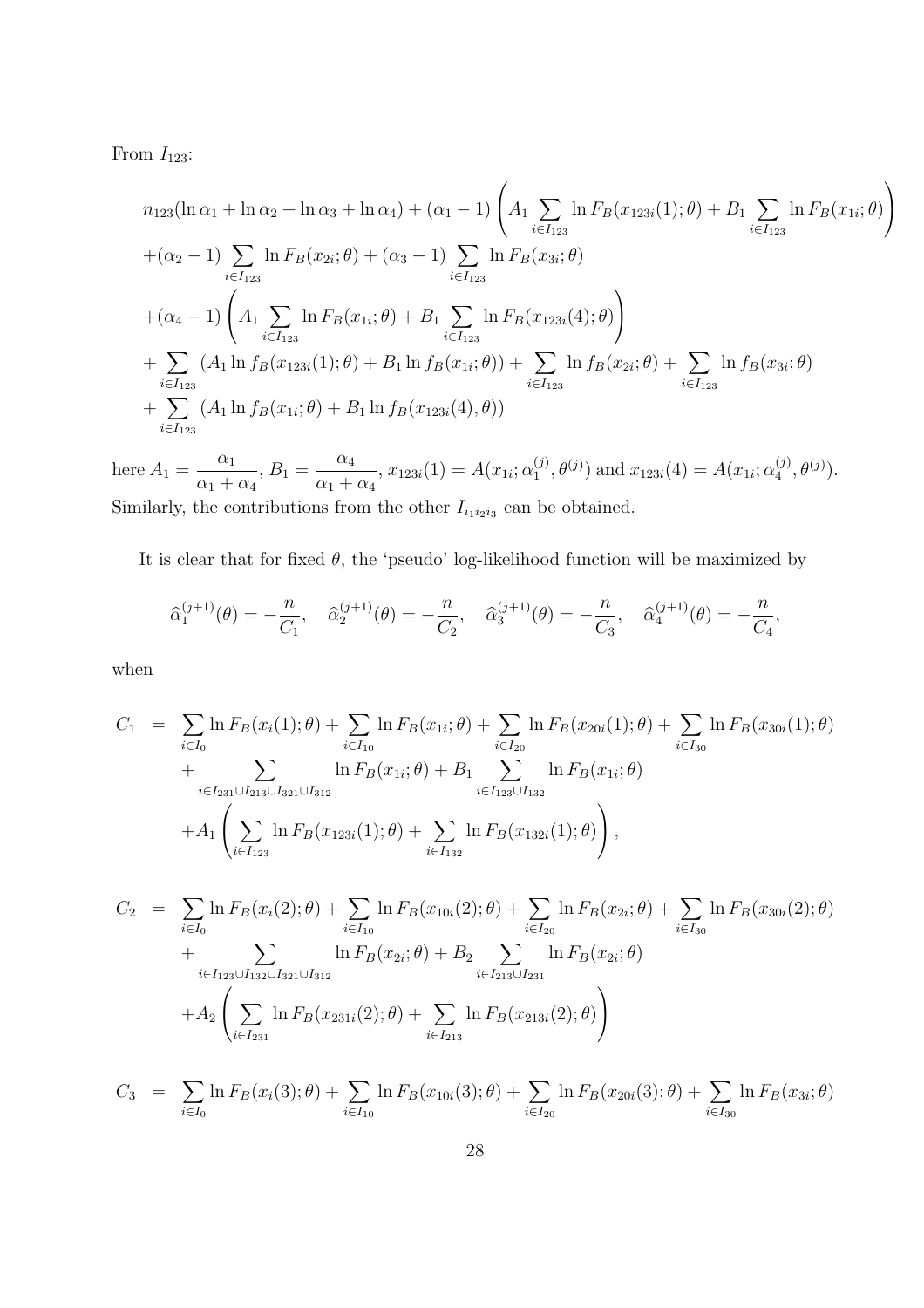From $I_{123}$:

$$
\begin{aligned}
& n_{123}(\ln \alpha_1 + \ln \alpha_2 + \ln \alpha_3 + \ln \alpha_4) + (\alpha_1 - 1)\left( A_1 \sum_{i \in I_{123}} \ln F_B(x_{123i}(1); \theta) + B_1 \sum_{i \in I_{123}} \ln F_B(x_{1i}; \theta) \right) \\
& + (\alpha_2 - 1) \sum_{i \in I_{123}} \ln F_B(x_{2i}; \theta) + (\alpha_3 - 1) \sum_{i \in I_{123}} \ln F_B(x_{3i}; \theta) \\
& + (\alpha_4 - 1)\left( A_1 \sum_{i \in I_{123}} \ln F_B(x_{1i}; \theta) + B_1 \sum_{i \in I_{123}} \ln F_B(x_{123i}(4); \theta) \right) \\
& + \sum_{i \in I_{123}} (A_1 \ln f_B(x_{123i}(1); \theta) + B_1 \ln f_B(x_{1i}; \theta)) + \sum_{i \in I_{123}} \ln f_B(x_{2i}; \theta) + \sum_{i \in I_{123}} \ln f_B(x_{3i}; \theta) \\
& + \sum_{i \in I_{123}} (A_1 \ln f_B(x_{1i}; \theta) + B_1 \ln f_B(x_{123i}(4), \theta))
\end{aligned}
$$

here $A_1 = \dfrac{\alpha_1}{\alpha_1 + \alpha_4}$, $B_1 = \dfrac{\alpha_4}{\alpha_1 + \alpha_4}$, $x_{123i}(1) = A(x_{1i}; \alpha_1^{(j)}, \theta^{(j)})$ and $x_{123i}(4) = A(x_{1i}; \alpha_4^{(j)}, \theta^{(j)})$. Similarly, the contributions from the other $I_{i_1 i_2 i_3}$ can be obtained.

It is clear that for fixed $\theta$, the 'pseudo' log-likelihood function will be maximized by

$$
\widehat{\alpha}_1^{(j+1)}(\theta) = -\frac{n}{C_1}, \quad \widehat{\alpha}_2^{(j+1)}(\theta) = -\frac{n}{C_2}, \quad \widehat{\alpha}_3^{(j+1)}(\theta) = -\frac{n}{C_3}, \quad \widehat{\alpha}_4^{(j+1)}(\theta) = -\frac{n}{C_4},
$$

when

$$
\begin{aligned}
C_1 \;=\; & \sum_{i \in I_0} \ln F_B(x_i(1); \theta) + \sum_{i \in I_{10}} \ln F_B(x_{1i}; \theta) + \sum_{i \in I_{20}} \ln F_B(x_{20i}(1); \theta) + \sum_{i \in I_{30}} \ln F_B(x_{30i}(1); \theta) \\
& + \sum_{i \in I_{231} \cup I_{213} \cup I_{321} \cup I_{312}} \ln F_B(x_{1i}; \theta) + B_1 \sum_{i \in I_{123} \cup I_{132}} \ln F_B(x_{1i}; \theta) \\
& + A_1 \left( \sum_{i \in I_{123}} \ln F_B(x_{123i}(1); \theta) + \sum_{i \in I_{132}} \ln F_B(x_{132i}(1); \theta) \right),
\end{aligned}
$$

$$
\begin{aligned}
C_2 \;=\; & \sum_{i \in I_0} \ln F_B(x_i(2); \theta) + \sum_{i \in I_{10}} \ln F_B(x_{10i}(2); \theta) + \sum_{i \in I_{20}} \ln F_B(x_{2i}; \theta) + \sum_{i \in I_{30}} \ln F_B(x_{30i}(2); \theta) \\
& + \sum_{i \in I_{123} \cup I_{132} \cup I_{321} \cup I_{312}} \ln F_B(x_{2i}; \theta) + B_2 \sum_{i \in I_{213} \cup I_{231}} \ln F_B(x_{2i}; \theta) \\
& + A_2 \left( \sum_{i \in I_{231}} \ln F_B(x_{231i}(2); \theta) + \sum_{i \in I_{213}} \ln F_B(x_{213i}(2); \theta) \right)
\end{aligned}
$$

$$
C_3 \;=\; \sum_{i \in I_0} \ln F_B(x_i(3); \theta) + \sum_{i \in I_{10}} \ln F_B(x_{10i}(3); \theta) + \sum_{i \in I_{20}} \ln F_B(x_{20i}(3); \theta) + \sum_{i \in I_{30}} \ln F_B(x_{3i}; \theta)
$$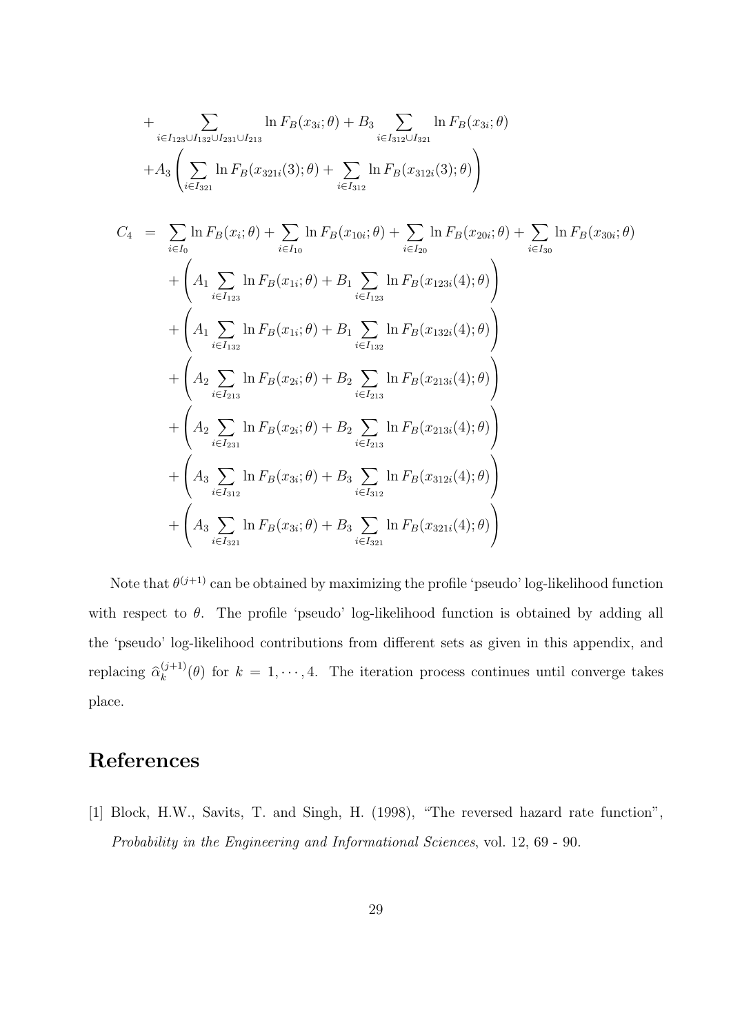$$
\begin{aligned}
&+ \sum_{i \in I_{123} \cup I_{132} \cup I_{231} \cup I_{213}} \ln F_B(x_{3i};\theta) + B_3 \sum_{i \in I_{312} \cup I_{321}} \ln F_B(x_{3i};\theta) \\
&+ A_3 \left( \sum_{i \in I_{321}} \ln F_B(x_{321i}(3);\theta) + \sum_{i \in I_{312}} \ln F_B(x_{312i}(3);\theta) \right)
\end{aligned}
$$

$$
\begin{aligned}
C_4 \;=\; & \sum_{i \in I_0} \ln F_B(x_i;\theta) + \sum_{i \in I_{10}} \ln F_B(x_{10i};\theta) + \sum_{i \in I_{20}} \ln F_B(x_{20i};\theta) + \sum_{i \in I_{30}} \ln F_B(x_{30i};\theta) \\
& + \left( A_1 \sum_{i \in I_{123}} \ln F_B(x_{1i};\theta) + B_1 \sum_{i \in I_{123}} \ln F_B(x_{123i}(4);\theta) \right) \\
& + \left( A_1 \sum_{i \in I_{132}} \ln F_B(x_{1i};\theta) + B_1 \sum_{i \in I_{132}} \ln F_B(x_{132i}(4);\theta) \right) \\
& + \left( A_2 \sum_{i \in I_{213}} \ln F_B(x_{2i};\theta) + B_2 \sum_{i \in I_{213}} \ln F_B(x_{213i}(4);\theta) \right) \\
& + \left( A_2 \sum_{i \in I_{231}} \ln F_B(x_{2i};\theta) + B_2 \sum_{i \in I_{213}} \ln F_B(x_{213i}(4);\theta) \right) \\
& + \left( A_3 \sum_{i \in I_{312}} \ln F_B(x_{3i};\theta) + B_3 \sum_{i \in I_{312}} \ln F_B(x_{312i}(4);\theta) \right) \\
& + \left( A_3 \sum_{i \in I_{321}} \ln F_B(x_{3i};\theta) + B_3 \sum_{i \in I_{321}} \ln F_B(x_{321i}(4);\theta) \right)
\end{aligned}
$$

Note that $\theta^{(j+1)}$ can be obtained by maximizing the profile 'pseudo' log-likelihood function with respect to $\theta$. The profile 'pseudo' log-likelihood function is obtained by adding all the 'pseudo' log-likelihood contributions from different sets as given in this appendix, and replacing $\widehat{\alpha}_k^{(j+1)}(\theta)$ for $k = 1, \cdots, 4$. The iteration process continues until converge takes place.

# References

[1] Block, H.W., Savits, T. and Singh, H. (1998), "The reversed hazard rate function", *Probability in the Engineering and Informational Sciences*, vol. 12, 69 - 90.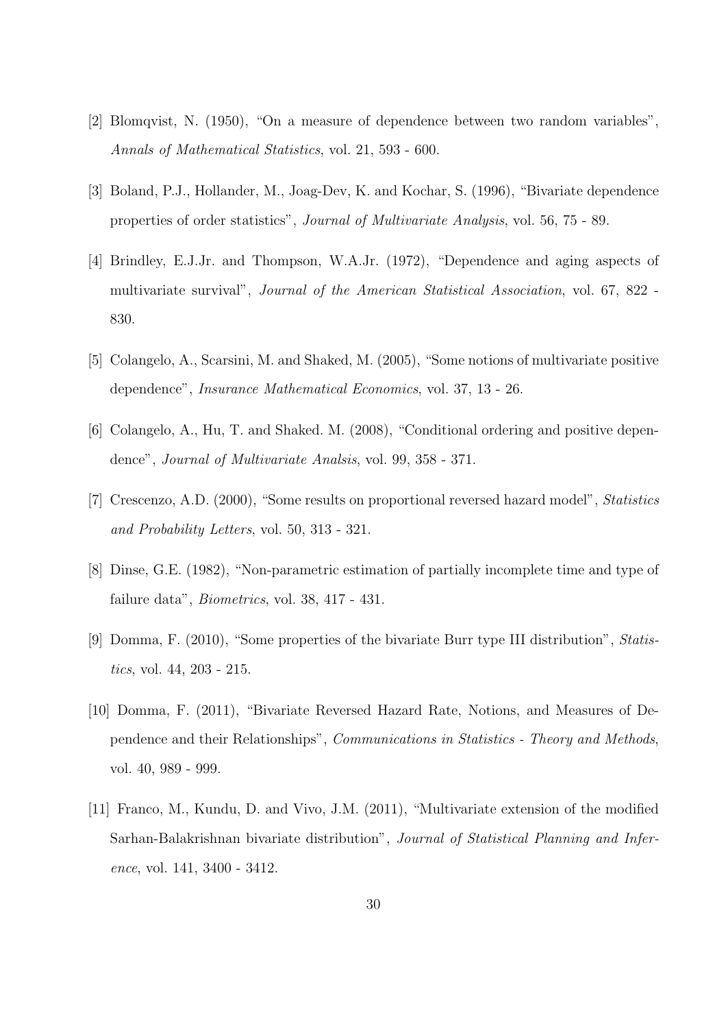[2] Blomqvist, N. (1950), "On a measure of dependence between two random variables", *Annals of Mathematical Statistics*, vol. 21, 593 - 600.

[3] Boland, P.J., Hollander, M., Joag-Dev, K. and Kochar, S. (1996), "Bivariate dependence properties of order statistics", *Journal of Multivariate Analysis*, vol. 56, 75 - 89.

[4] Brindley, E.J.Jr. and Thompson, W.A.Jr. (1972), "Dependence and aging aspects of multivariate survival", *Journal of the American Statistical Association*, vol. 67, 822 - 830.

[5] Colangelo, A., Scarsini, M. and Shaked, M. (2005), "Some notions of multivariate positive dependence", *Insurance Mathematical Economics*, vol. 37, 13 - 26.

[6] Colangelo, A., Hu, T. and Shaked. M. (2008), "Conditional ordering and positive dependence", *Journal of Multivariate Analsis*, vol. 99, 358 - 371.

[7] Crescenzo, A.D. (2000), "Some results on proportional reversed hazard model", *Statistics and Probability Letters*, vol. 50, 313 - 321.

[8] Dinse, G.E. (1982), "Non-parametric estimation of partially incomplete time and type of failure data", *Biometrics*, vol. 38, 417 - 431.

[9] Domma, F. (2010), "Some properties of the bivariate Burr type III distribution", *Statistics*, vol. 44, 203 - 215.

[10] Domma, F. (2011), "Bivariate Reversed Hazard Rate, Notions, and Measures of Dependence and their Relationships", *Communications in Statistics - Theory and Methods*, vol. 40, 989 - 999.

[11] Franco, M., Kundu, D. and Vivo, J.M. (2011), "Multivariate extension of the modified Sarhan-Balakrishnan bivariate distribution", *Journal of Statistical Planning and Inference*, vol. 141, 3400 - 3412.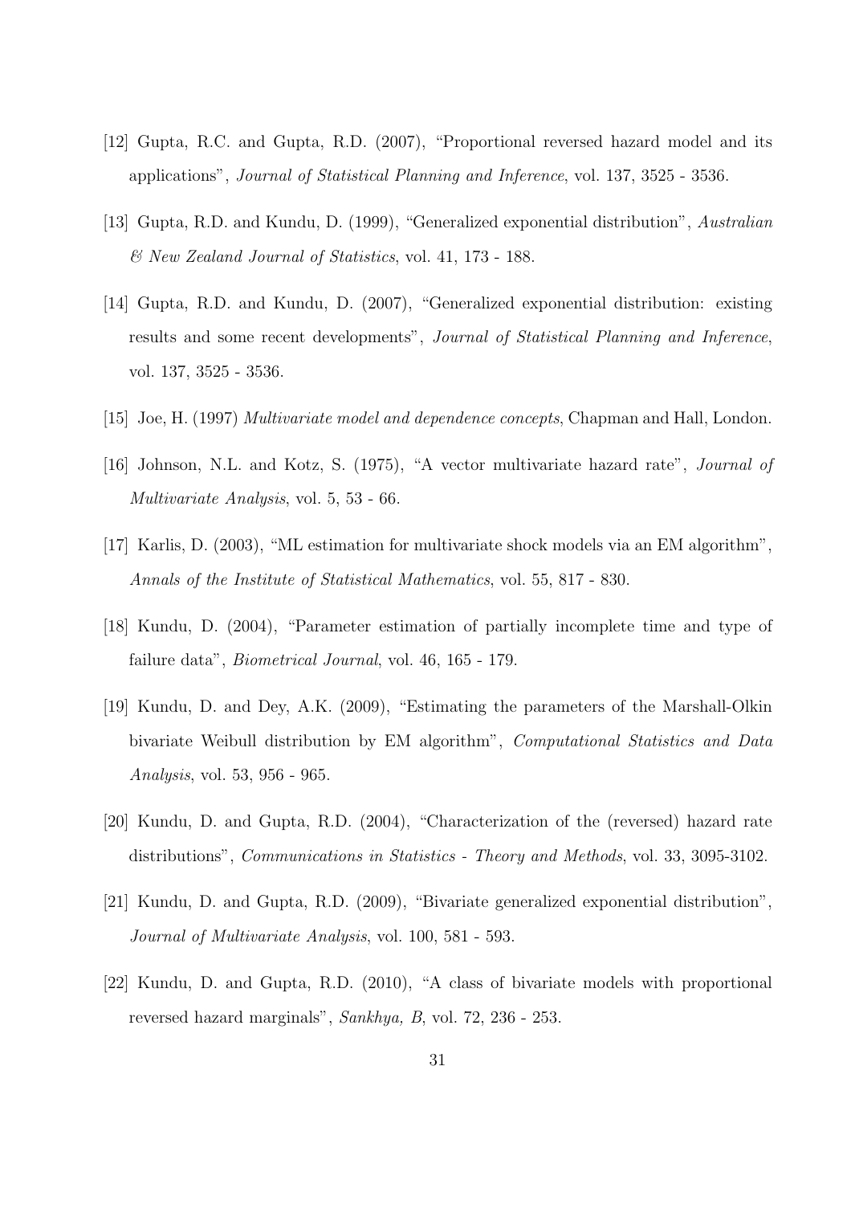[12] Gupta, R.C. and Gupta, R.D. (2007), "Proportional reversed hazard model and its applications", *Journal of Statistical Planning and Inference*, vol. 137, 3525 - 3536.

[13] Gupta, R.D. and Kundu, D. (1999), "Generalized exponential distribution", *Australian & New Zealand Journal of Statistics*, vol. 41, 173 - 188.

[14] Gupta, R.D. and Kundu, D. (2007), "Generalized exponential distribution: existing results and some recent developments", *Journal of Statistical Planning and Inference*, vol. 137, 3525 - 3536.

[15] Joe, H. (1997) *Multivariate model and dependence concepts*, Chapman and Hall, London.

[16] Johnson, N.L. and Kotz, S. (1975), "A vector multivariate hazard rate", *Journal of Multivariate Analysis*, vol. 5, 53 - 66.

[17] Karlis, D. (2003), "ML estimation for multivariate shock models via an EM algorithm", *Annals of the Institute of Statistical Mathematics*, vol. 55, 817 - 830.

[18] Kundu, D. (2004), "Parameter estimation of partially incomplete time and type of failure data", *Biometrical Journal*, vol. 46, 165 - 179.

[19] Kundu, D. and Dey, A.K. (2009), "Estimating the parameters of the Marshall-Olkin bivariate Weibull distribution by EM algorithm", *Computational Statistics and Data Analysis*, vol. 53, 956 - 965.

[20] Kundu, D. and Gupta, R.D. (2004), "Characterization of the (reversed) hazard rate distributions", *Communications in Statistics - Theory and Methods*, vol. 33, 3095-3102.

[21] Kundu, D. and Gupta, R.D. (2009), "Bivariate generalized exponential distribution", *Journal of Multivariate Analysis*, vol. 100, 581 - 593.

[22] Kundu, D. and Gupta, R.D. (2010), "A class of bivariate models with proportional reversed hazard marginals", *Sankhya, B*, vol. 72, 236 - 253.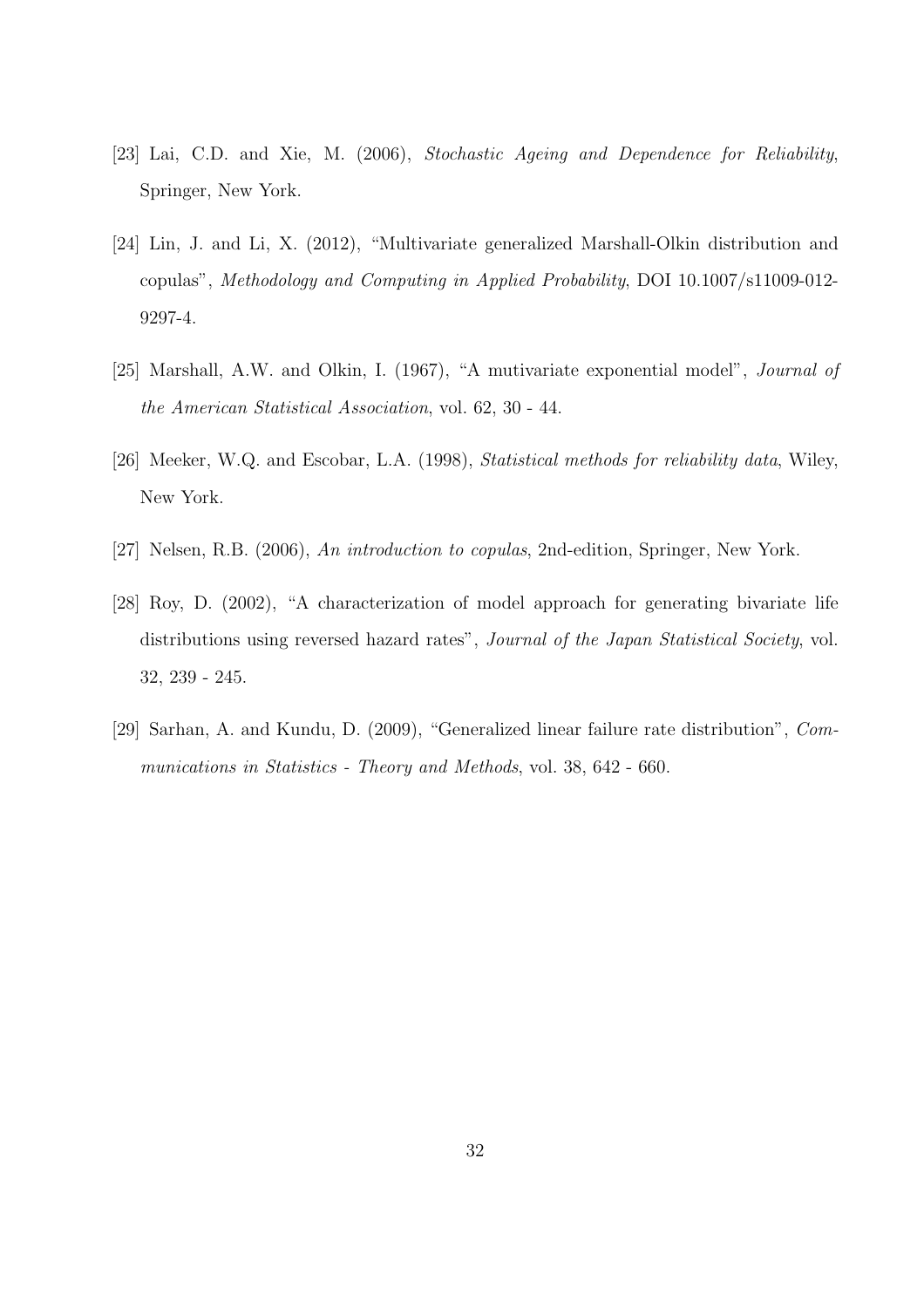[23] Lai, C.D. and Xie, M. (2006), *Stochastic Ageing and Dependence for Reliability*, Springer, New York.

[24] Lin, J. and Li, X. (2012), "Multivariate generalized Marshall-Olkin distribution and copulas", *Methodology and Computing in Applied Probability*, DOI 10.1007/s11009-012-9297-4.

[25] Marshall, A.W. and Olkin, I. (1967), "A mutivariate exponential model", *Journal of the American Statistical Association*, vol. 62, 30 - 44.

[26] Meeker, W.Q. and Escobar, L.A. (1998), *Statistical methods for reliability data*, Wiley, New York.

[27] Nelsen, R.B. (2006), *An introduction to copulas*, 2nd-edition, Springer, New York.

[28] Roy, D. (2002), "A characterization of model approach for generating bivariate life distributions using reversed hazard rates", *Journal of the Japan Statistical Society*, vol. 32, 239 - 245.

[29] Sarhan, A. and Kundu, D. (2009), "Generalized linear failure rate distribution", *Communications in Statistics - Theory and Methods*, vol. 38, 642 - 660.